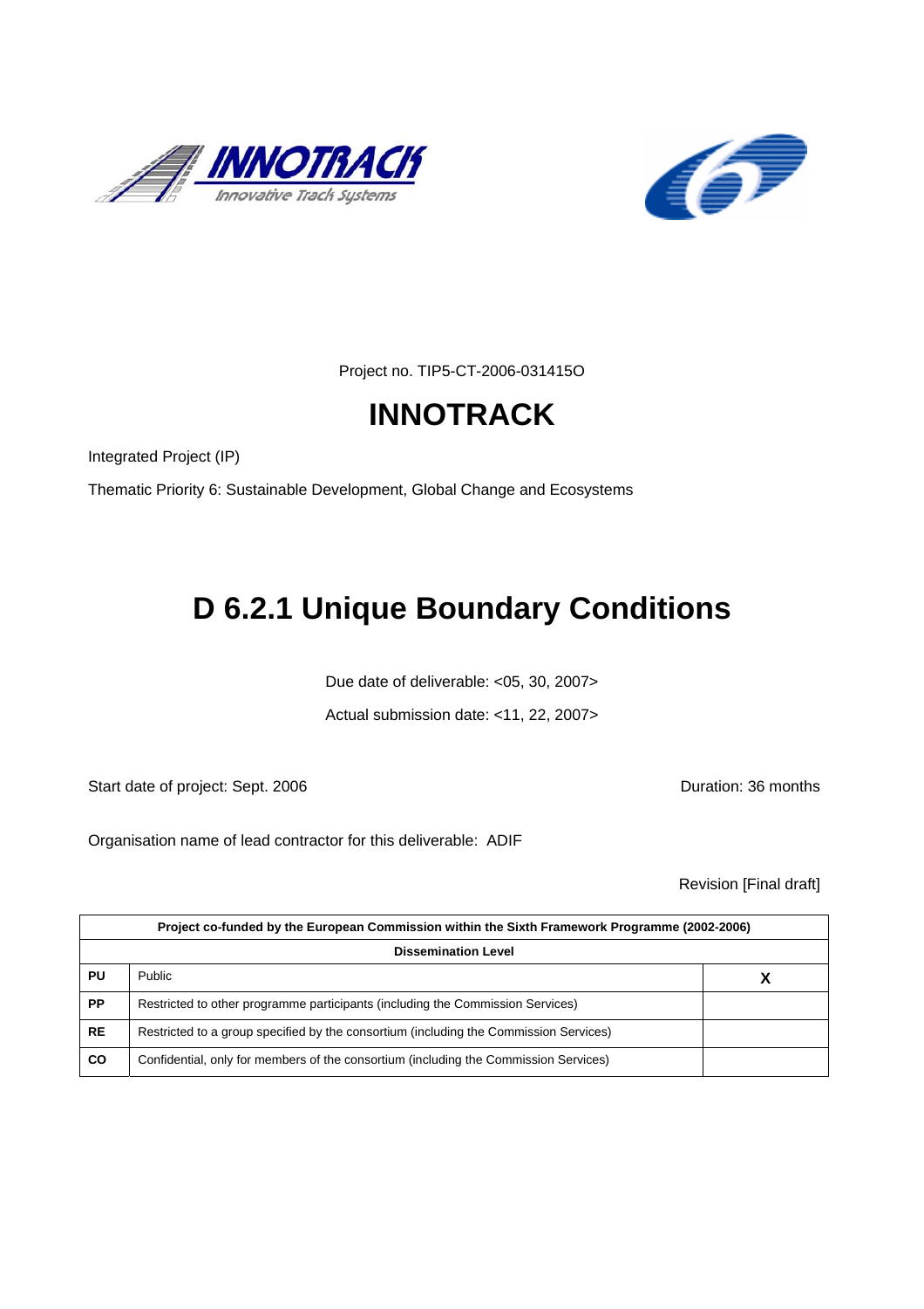Project no. TIP5-CT-2006-031415O

# INNOTRACK

Integrated Project (IP)

Thematic Priority 6: Sustainable Development, Global Change and Ecosystems

# D 6.2.1 Unique Boundary Conditions

Due date of deliverable: <05, 30, 2007>

Actual submission date: <11, 22, 2007>

Start date of project: Sept. 2006

Duration: 36 months

Organisation name of lead contractor for this deliverable: ADIF

Revision [Final draft]

| Project co-funded by the European Commission within the Sixth Framework Programme (2002-2006) | | |
|---|---|---|
| **Dissemination Level** | | |
| **PU** | Public | **X** |
| **PP** | Restricted to other programme participants (including the Commission Services) | |
| **RE** | Restricted to a group specified by the consortium (including the Commission Services) | |
| **CO** | Confidential, only for members of the consortium (including the Commission Services) | |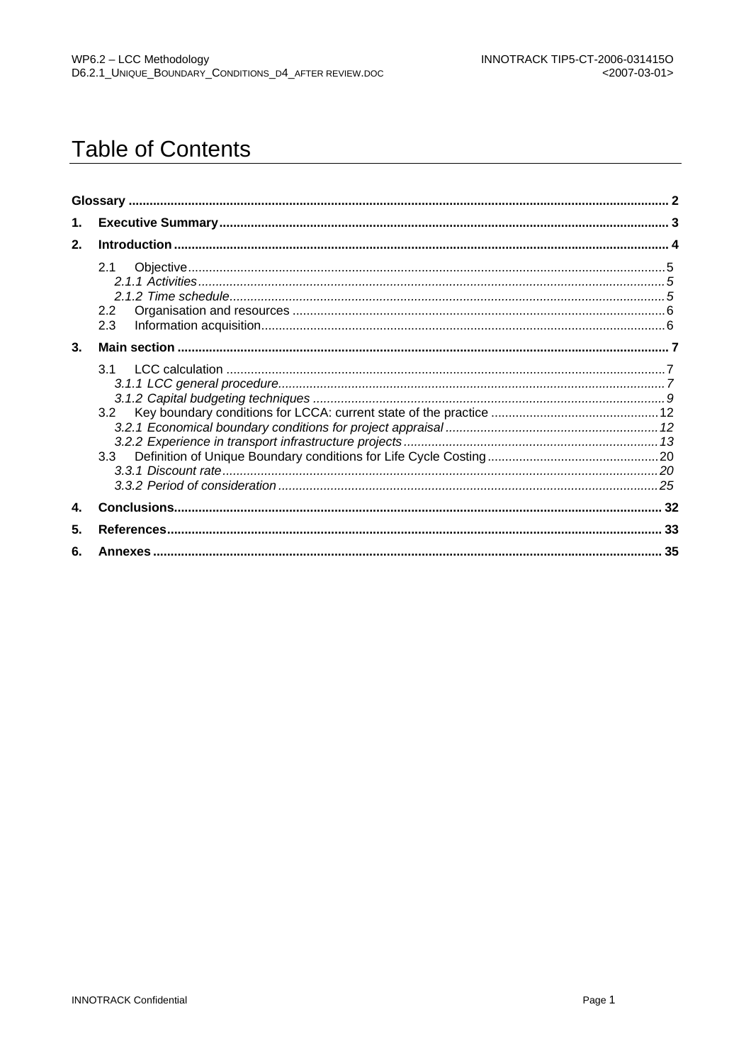# Table of Contents

**Glossary** ........ 2

**1. Executive Summary** ........ 3

**2. Introduction** ........ 4

- 2.1 Objective ........ 5
  - *2.1.1 Activities* ........ 5
  - *2.1.2 Time schedule* ........ 5
- 2.2 Organisation and resources ........ 6
- 2.3 Information acquisition ........ 6

**3. Main section** ........ 7

- 3.1 LCC calculation ........ 7
  - *3.1.1 LCC general procedure* ........ 7
  - *3.1.2 Capital budgeting techniques* ........ 9
- 3.2 Key boundary conditions for LCCA: current state of the practice ........ 12
  - *3.2.1 Economical boundary conditions for project appraisal* ........ 12
  - *3.2.2 Experience in transport infrastructure projects* ........ 13
- 3.3 Definition of Unique Boundary conditions for Life Cycle Costing ........ 20
  - *3.3.1 Discount rate* ........ 20
  - *3.3.2 Period of consideration* ........ 25

**4. Conclusions** ........ 32

**5. References** ........ 33

**6. Annexes** ........ 35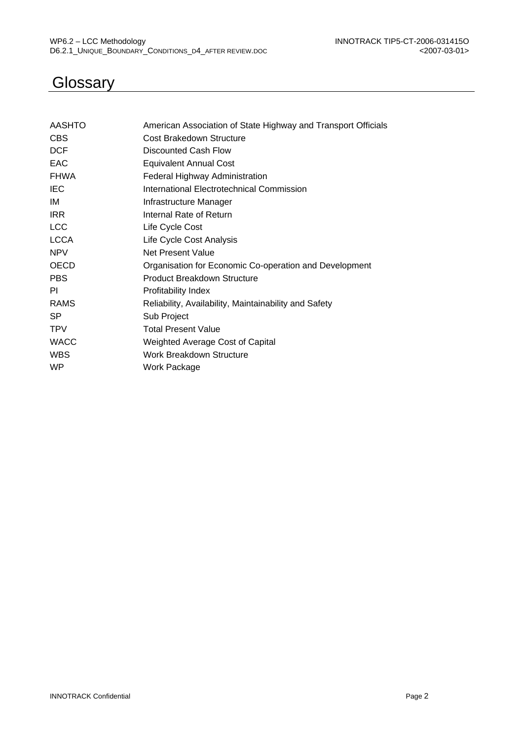# Glossary

| | |
|---|---|
| AASHTO | American Association of State Highway and Transport Officials |
| CBS | Cost Brakedown Structure |
| DCF | Discounted Cash Flow |
| EAC | Equivalent Annual Cost |
| FHWA | Federal Highway Administration |
| IEC | International Electrotechnical Commission |
| IM | Infrastructure Manager |
| IRR | Internal Rate of Return |
| LCC | Life Cycle Cost |
| LCCA | Life Cycle Cost Analysis |
| NPV | Net Present Value |
| OECD | Organisation for Economic Co-operation and Development |
| PBS | Product Breakdown Structure |
| PI | Profitability Index |
| RAMS | Reliability, Availability, Maintainability and Safety |
| SP | Sub Project |
| TPV | Total Present Value |
| WACC | Weighted Average Cost of Capital |
| WBS | Work Breakdown Structure |
| WP | Work Package |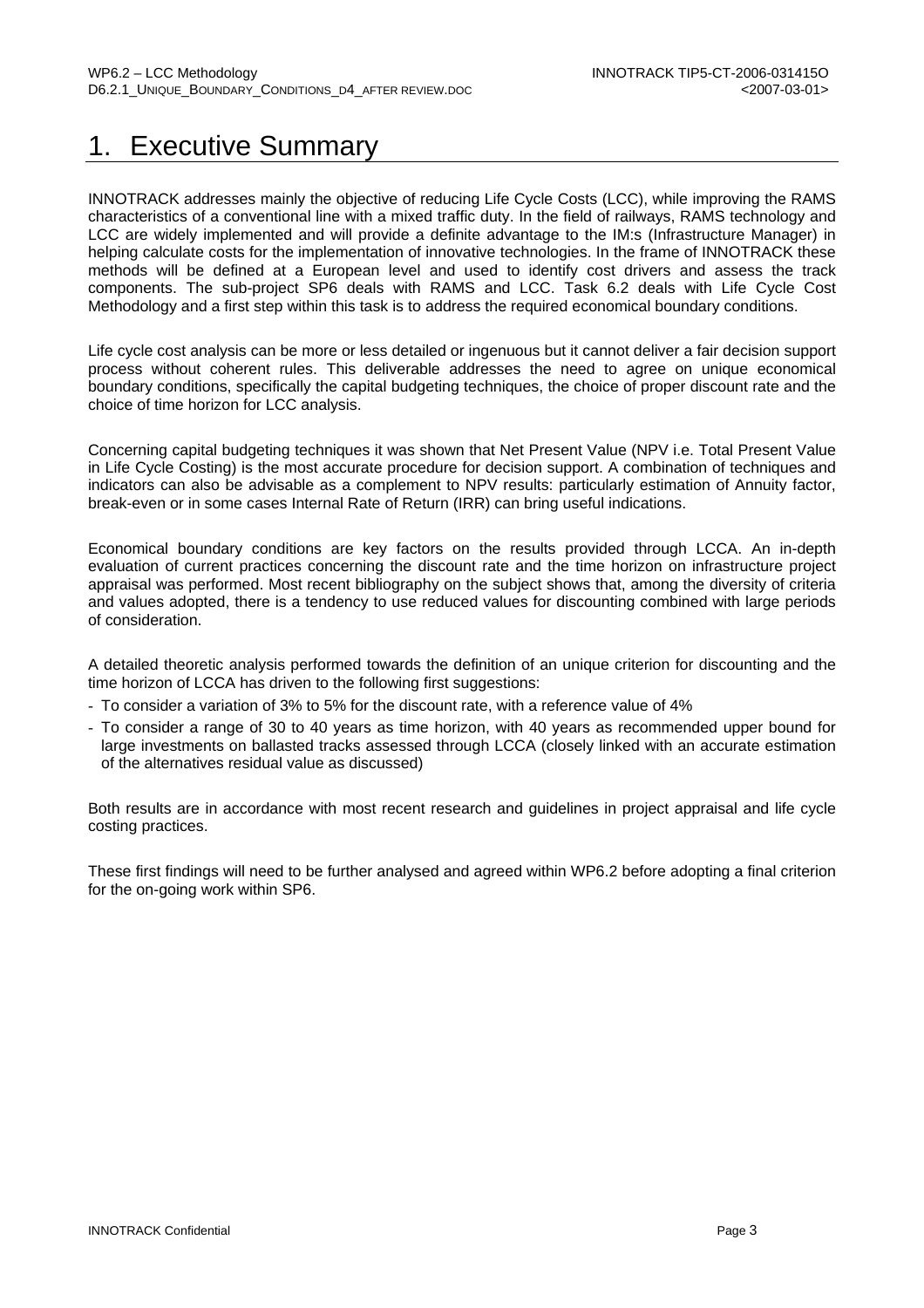# 1. Executive Summary

INNOTRACK addresses mainly the objective of reducing Life Cycle Costs (LCC), while improving the RAMS characteristics of a conventional line with a mixed traffic duty. In the field of railways, RAMS technology and LCC are widely implemented and will provide a definite advantage to the IM:s (Infrastructure Manager) in helping calculate costs for the implementation of innovative technologies. In the frame of INNOTRACK these methods will be defined at a European level and used to identify cost drivers and assess the track components. The sub-project SP6 deals with RAMS and LCC. Task 6.2 deals with Life Cycle Cost Methodology and a first step within this task is to address the required economical boundary conditions.

Life cycle cost analysis can be more or less detailed or ingenuous but it cannot deliver a fair decision support process without coherent rules. This deliverable addresses the need to agree on unique economical boundary conditions, specifically the capital budgeting techniques, the choice of proper discount rate and the choice of time horizon for LCC analysis.

Concerning capital budgeting techniques it was shown that Net Present Value (NPV i.e. Total Present Value in Life Cycle Costing) is the most accurate procedure for decision support. A combination of techniques and indicators can also be advisable as a complement to NPV results: particularly estimation of Annuity factor, break-even or in some cases Internal Rate of Return (IRR) can bring useful indications.

Economical boundary conditions are key factors on the results provided through LCCA. An in-depth evaluation of current practices concerning the discount rate and the time horizon on infrastructure project appraisal was performed. Most recent bibliography on the subject shows that, among the diversity of criteria and values adopted, there is a tendency to use reduced values for discounting combined with large periods of consideration.

A detailed theoretic analysis performed towards the definition of an unique criterion for discounting and the time horizon of LCCA has driven to the following first suggestions:

- To consider a variation of 3% to 5% for the discount rate, with a reference value of 4%
- To consider a range of 30 to 40 years as time horizon, with 40 years as recommended upper bound for large investments on ballasted tracks assessed through LCCA (closely linked with an accurate estimation of the alternatives residual value as discussed)

Both results are in accordance with most recent research and guidelines in project appraisal and life cycle costing practices.

These first findings will need to be further analysed and agreed within WP6.2 before adopting a final criterion for the on-going work within SP6.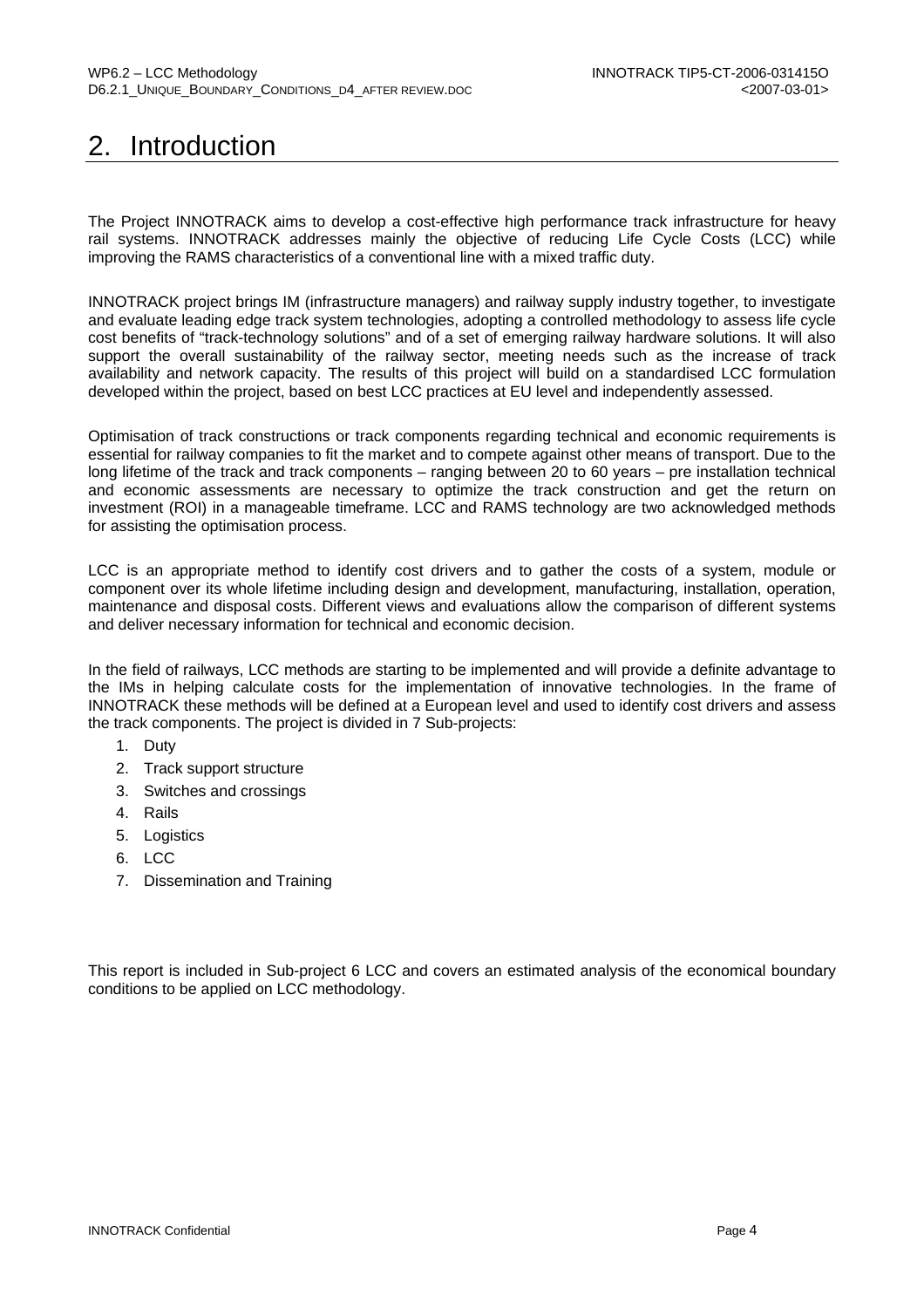# 2. Introduction

The Project INNOTRACK aims to develop a cost-effective high performance track infrastructure for heavy rail systems. INNOTRACK addresses mainly the objective of reducing Life Cycle Costs (LCC) while improving the RAMS characteristics of a conventional line with a mixed traffic duty.

INNOTRACK project brings IM (infrastructure managers) and railway supply industry together, to investigate and evaluate leading edge track system technologies, adopting a controlled methodology to assess life cycle cost benefits of "track-technology solutions" and of a set of emerging railway hardware solutions. It will also support the overall sustainability of the railway sector, meeting needs such as the increase of track availability and network capacity. The results of this project will build on a standardised LCC formulation developed within the project, based on best LCC practices at EU level and independently assessed.

Optimisation of track constructions or track components regarding technical and economic requirements is essential for railway companies to fit the market and to compete against other means of transport. Due to the long lifetime of the track and track components – ranging between 20 to 60 years – pre installation technical and economic assessments are necessary to optimize the track construction and get the return on investment (ROI) in a manageable timeframe. LCC and RAMS technology are two acknowledged methods for assisting the optimisation process.

LCC is an appropriate method to identify cost drivers and to gather the costs of a system, module or component over its whole lifetime including design and development, manufacturing, installation, operation, maintenance and disposal costs. Different views and evaluations allow the comparison of different systems and deliver necessary information for technical and economic decision.

In the field of railways, LCC methods are starting to be implemented and will provide a definite advantage to the IMs in helping calculate costs for the implementation of innovative technologies. In the frame of INNOTRACK these methods will be defined at a European level and used to identify cost drivers and assess the track components. The project is divided in 7 Sub-projects:

1. Duty
2. Track support structure
3. Switches and crossings
4. Rails
5. Logistics
6. LCC
7. Dissemination and Training

This report is included in Sub-project 6 LCC and covers an estimated analysis of the economical boundary conditions to be applied on LCC methodology.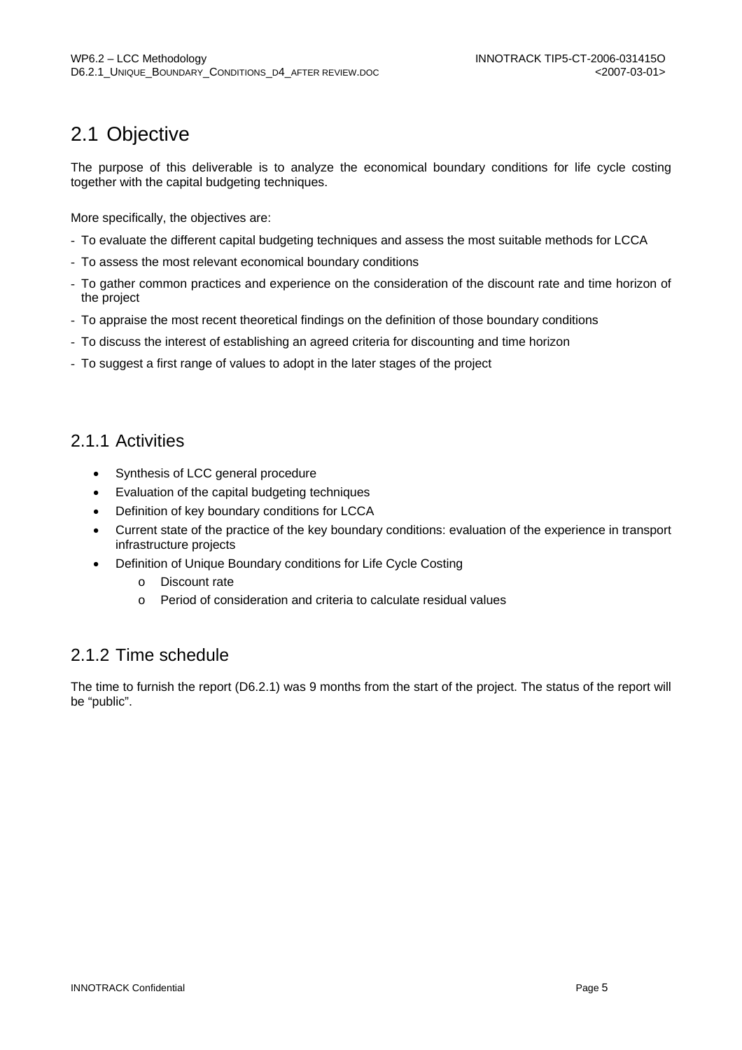## 2.1 Objective

The purpose of this deliverable is to analyze the economical boundary conditions for life cycle costing together with the capital budgeting techniques.

More specifically, the objectives are:

- To evaluate the different capital budgeting techniques and assess the most suitable methods for LCCA
- To assess the most relevant economical boundary conditions
- To gather common practices and experience on the consideration of the discount rate and time horizon of the project
- To appraise the most recent theoretical findings on the definition of those boundary conditions
- To discuss the interest of establishing an agreed criteria for discounting and time horizon
- To suggest a first range of values to adopt in the later stages of the project

### 2.1.1 Activities

- Synthesis of LCC general procedure
- Evaluation of the capital budgeting techniques
- Definition of key boundary conditions for LCCA
- Current state of the practice of the key boundary conditions: evaluation of the experience in transport infrastructure projects
- Definition of Unique Boundary conditions for Life Cycle Costing
    - Discount rate
    - Period of consideration and criteria to calculate residual values

### 2.1.2 Time schedule

The time to furnish the report (D6.2.1) was 9 months from the start of the project. The status of the report will be "public".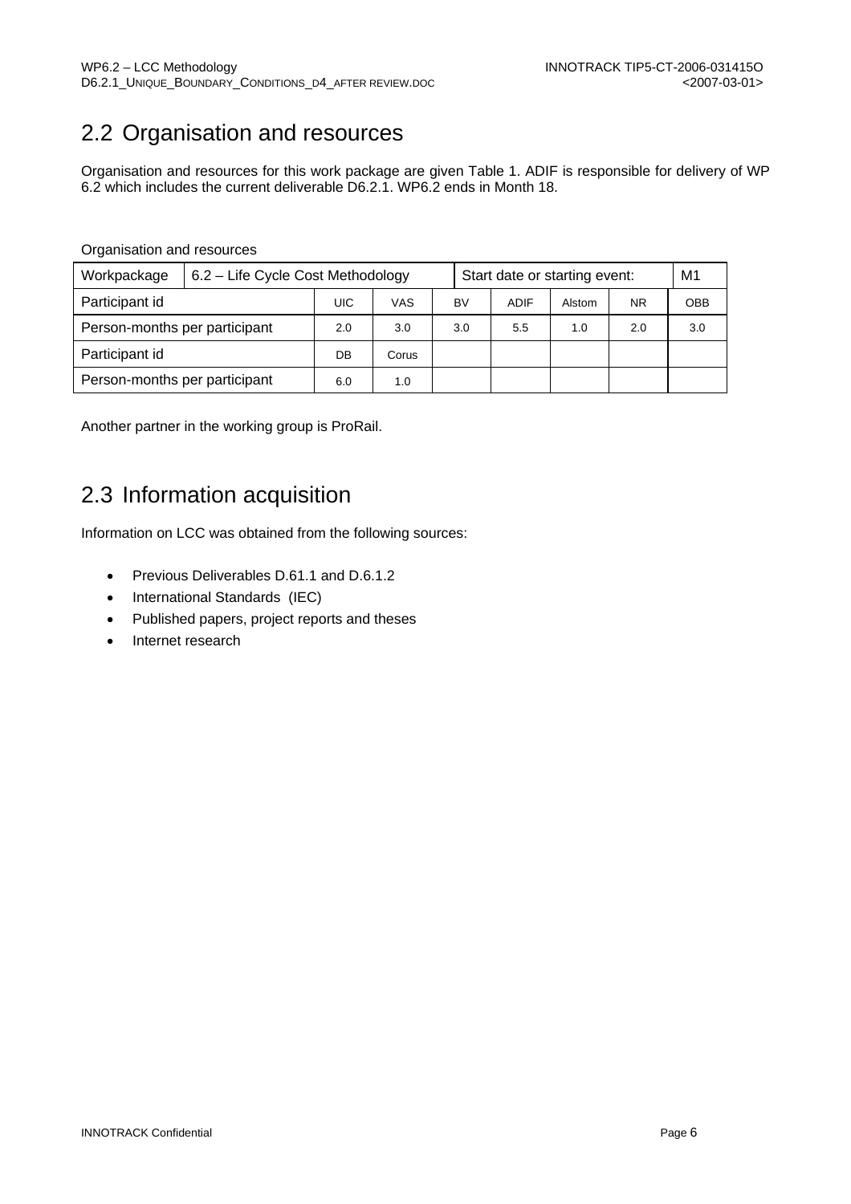## 2.2 Organisation and resources

Organisation and resources for this work package are given Table 1. ADIF is responsible for delivery of WP 6.2 which includes the current deliverable D6.2.1. WP6.2 ends in Month 18.

Organisation and resources

| Workpackage | 6.2 – Life Cycle Cost Methodology | | | Start date or starting event: | | | | M1 |
|---|---|---|---|---|---|---|---|---|
| Participant id | | UIC | VAS | BV | ADIF | Alstom | NR | OBB |
| Person-months per participant | | 2.0 | 3.0 | 3.0 | 5.5 | 1.0 | 2.0 | 3.0 |
| Participant id | | DB | Corus | | | | | |
| Person-months per participant | | 6.0 | 1.0 | | | | | |

Another partner in the working group is ProRail.

## 2.3 Information acquisition

Information on LCC was obtained from the following sources:

- Previous Deliverables D.61.1 and D.6.1.2
- International Standards (IEC)
- Published papers, project reports and theses
- Internet research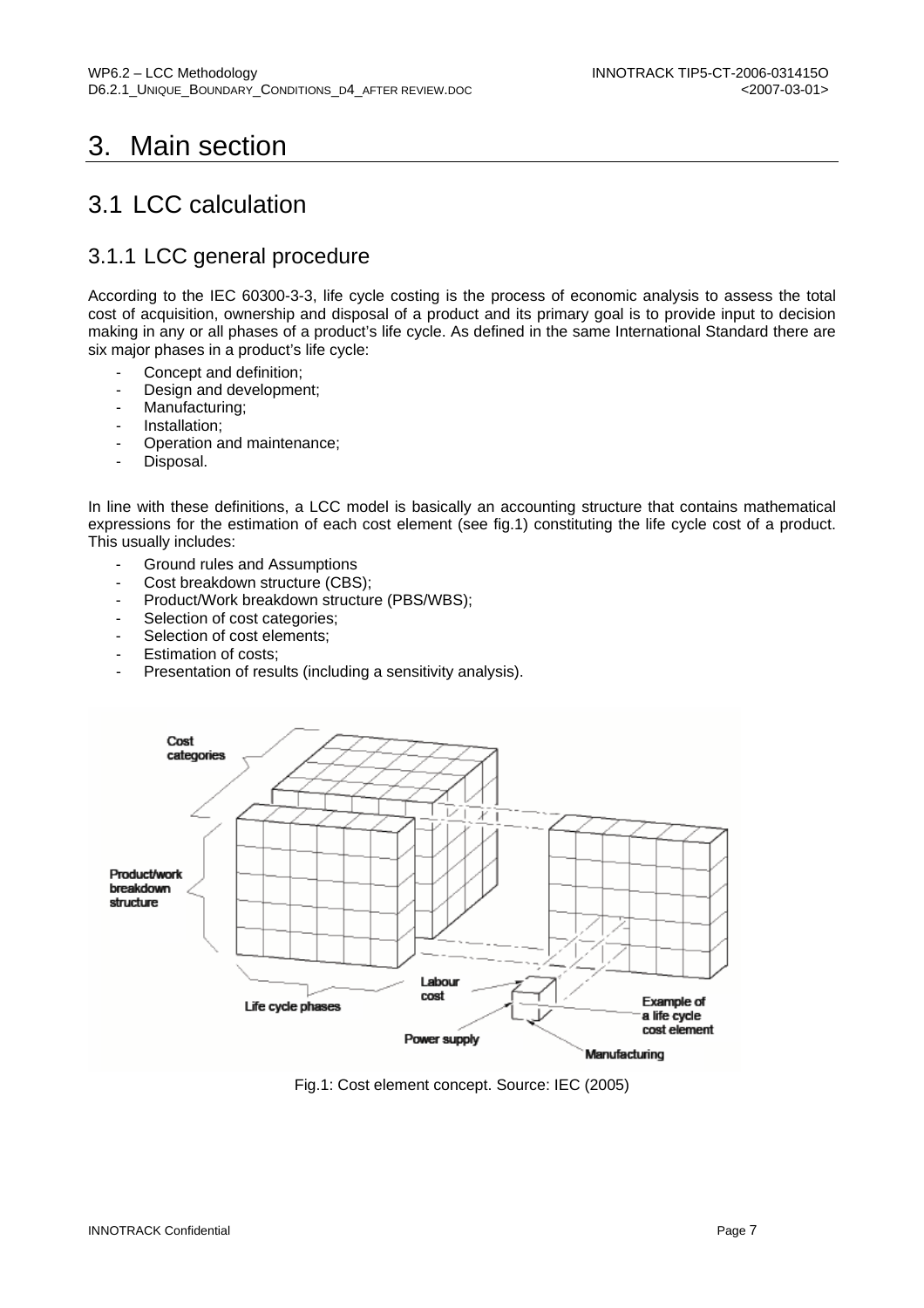# 3. Main section

## 3.1 LCC calculation

### 3.1.1 LCC general procedure

According to the IEC 60300-3-3, life cycle costing is the process of economic analysis to assess the total cost of acquisition, ownership and disposal of a product and its primary goal is to provide input to decision making in any or all phases of a product's life cycle. As defined in the same International Standard there are six major phases in a product's life cycle:

- Concept and definition;
- Design and development;
- Manufacturing;
- Installation;
- Operation and maintenance;
- Disposal.

In line with these definitions, a LCC model is basically an accounting structure that contains mathematical expressions for the estimation of each cost element (see fig.1) constituting the life cycle cost of a product. This usually includes:

- Ground rules and Assumptions
- Cost breakdown structure (CBS);
- Product/Work breakdown structure (PBS/WBS);
- Selection of cost categories;
- Selection of cost elements;
- Estimation of costs;
- Presentation of results (including a sensitivity analysis).

Fig.1: Cost element concept. Source: IEC (2005)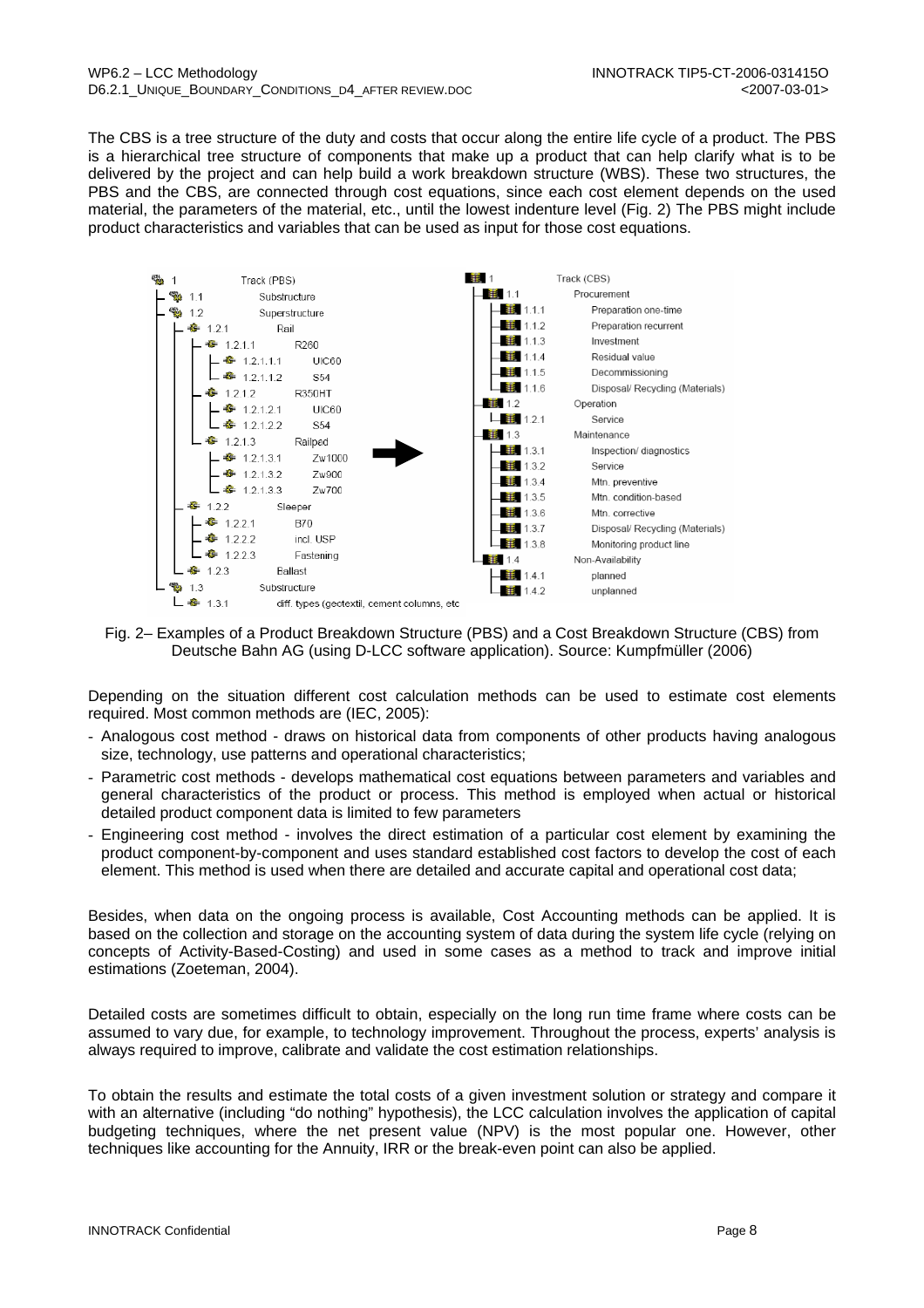The CBS is a tree structure of the duty and costs that occur along the entire life cycle of a product. The PBS is a hierarchical tree structure of components that make up a product that can help clarify what is to be delivered by the project and can help build a work breakdown structure (WBS). These two structures, the PBS and the CBS, are connected through cost equations, since each cost element depends on the used material, the parameters of the material, etc., until the lowest indenture level (Fig. 2) The PBS might include product characteristics and variables that can be used as input for those cost equations.

```
1 Track (PBS)
├ 1.1 Substructure
├ 1.2 Superstructure
│ ├ 1.2.1 Rail
│ │ ├ 1.2.1.1 R260
│ │ │ ├ 1.2.1.1.1 UIC60
│ │ │ └ 1.2.1.1.2 S54
│ │ ├ 1.2.1.2 R350HT
│ │ │ ├ 1.2.1.2.1 UIC60
│ │ │ └ 1.2.1.2.2 S54
│ │ └ 1.2.1.3 Railpad
│ │   ├ 1.2.1.3.1 Zw1000
│ │   ├ 1.2.1.3.2 Zw900
│ │   └ 1.2.1.3.3 Zw700
│ ├ 1.2.2 Sleeper
│ │ ├ 1.2.2.1 B70
│ │ ├ 1.2.2.2 incl. USP
│ │ └ 1.2.2.3 Fastening
│ └ 1.2.3 Ballast
└ 1.3 Substructure
  └ 1.3.1 diff. types (geotextil, cement columns, etc

1 Track (CBS)
├ 1.1 Procurement
│ ├ 1.1.1 Preparation one-time
│ ├ 1.1.2 Preparation recurrent
│ ├ 1.1.3 Investment
│ ├ 1.1.4 Residual value
│ ├ 1.1.5 Decommissioning
│ └ 1.1.6 Disposal/ Recycling (Materials)
├ 1.2 Operation
│ └ 1.2.1 Service
├ 1.3 Maintenance
│ ├ 1.3.1 Inspection/ diagnostics
│ ├ 1.3.2 Service
│ ├ 1.3.4 Mtn. preventive
│ ├ 1.3.5 Mtn. condition-based
│ ├ 1.3.6 Mtn. corrective
│ ├ 1.3.7 Disposal/ Recycling (Materials)
│ └ 1.3.8 Monitoring product line
└ 1.4 Non-Availability
  ├ 1.4.1 planned
  └ 1.4.2 unplanned
```

Fig. 2– Examples of a Product Breakdown Structure (PBS) and a Cost Breakdown Structure (CBS) from Deutsche Bahn AG (using D-LCC software application). Source: Kumpfmüller (2006)

Depending on the situation different cost calculation methods can be used to estimate cost elements required. Most common methods are (IEC, 2005):

- Analogous cost method - draws on historical data from components of other products having analogous size, technology, use patterns and operational characteristics;
- Parametric cost methods - develops mathematical cost equations between parameters and variables and general characteristics of the product or process. This method is employed when actual or historical detailed product component data is limited to few parameters
- Engineering cost method - involves the direct estimation of a particular cost element by examining the product component-by-component and uses standard established cost factors to develop the cost of each element. This method is used when there are detailed and accurate capital and operational cost data;

Besides, when data on the ongoing process is available, Cost Accounting methods can be applied. It is based on the collection and storage on the accounting system of data during the system life cycle (relying on concepts of Activity-Based-Costing) and used in some cases as a method to track and improve initial estimations (Zoeteman, 2004).

Detailed costs are sometimes difficult to obtain, especially on the long run time frame where costs can be assumed to vary due, for example, to technology improvement. Throughout the process, experts' analysis is always required to improve, calibrate and validate the cost estimation relationships.

To obtain the results and estimate the total costs of a given investment solution or strategy and compare it with an alternative (including "do nothing" hypothesis), the LCC calculation involves the application of capital budgeting techniques, where the net present value (NPV) is the most popular one. However, other techniques like accounting for the Annuity, IRR or the break-even point can also be applied.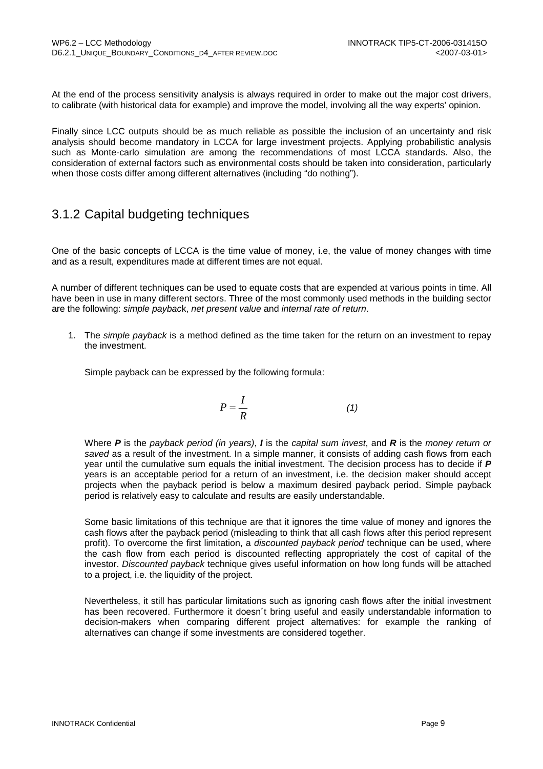At the end of the process sensitivity analysis is always required in order to make out the major cost drivers, to calibrate (with historical data for example) and improve the model, involving all the way experts' opinion.

Finally since LCC outputs should be as much reliable as possible the inclusion of an uncertainty and risk analysis should become mandatory in LCCA for large investment projects. Applying probabilistic analysis such as Monte-carlo simulation are among the recommendations of most LCCA standards. Also, the consideration of external factors such as environmental costs should be taken into consideration, particularly when those costs differ among different alternatives (including "do nothing").

## 3.1.2 Capital budgeting techniques

One of the basic concepts of LCCA is the time value of money, i.e, the value of money changes with time and as a result, expenditures made at different times are not equal.

A number of different techniques can be used to equate costs that are expended at various points in time. All have been in use in many different sectors. Three of the most commonly used methods in the building sector are the following: *simple paybac*k, *net present value* and *internal rate of return*.

1. The *simple payback* is a method defined as the time taken for the return on an investment to repay the investment.

   Simple payback can be expressed by the following formula:

   $$P = \frac{I}{R} \qquad (1)$$

   Where ***P*** is the *payback period (in years)*, ***I*** is the *capital sum invest*, and ***R*** is the *money return or saved* as a result of the investment. In a simple manner, it consists of adding cash flows from each year until the cumulative sum equals the initial investment. The decision process has to decide if ***P*** years is an acceptable period for a return of an investment, i.e. the decision maker should accept projects when the payback period is below a maximum desired payback period. Simple payback period is relatively easy to calculate and results are easily understandable.

   Some basic limitations of this technique are that it ignores the time value of money and ignores the cash flows after the payback period (misleading to think that all cash flows after this period represent profit). To overcome the first limitation, a *discounted payback period* technique can be used, where the cash flow from each period is discounted reflecting appropriately the cost of capital of the investor. *Discounted payback* technique gives useful information on how long funds will be attached to a project, i.e. the liquidity of the project.

   Nevertheless, it still has particular limitations such as ignoring cash flows after the initial investment has been recovered. Furthermore it doesn´t bring useful and easily understandable information to decision-makers when comparing different project alternatives: for example the ranking of alternatives can change if some investments are considered together.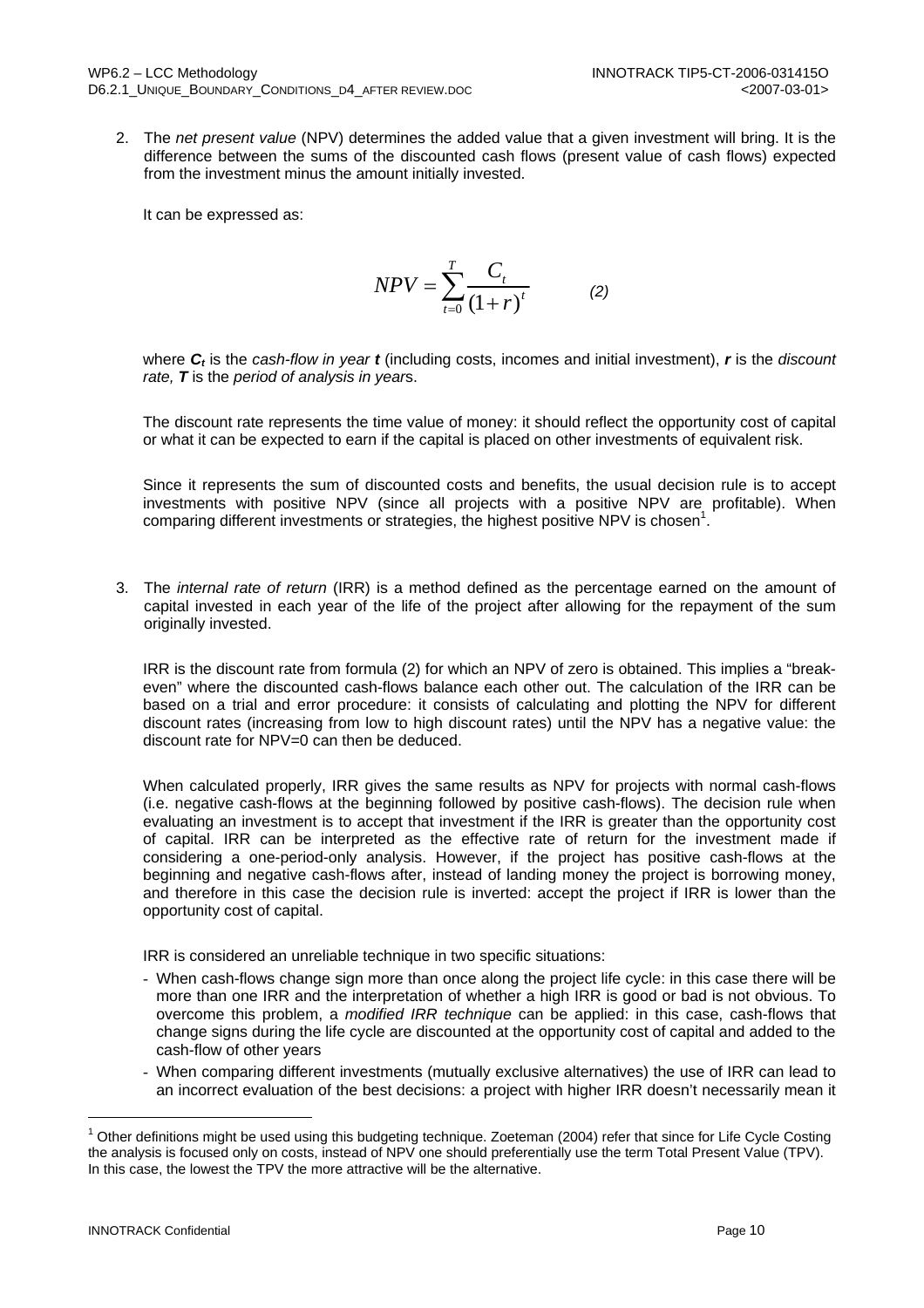2. The *net present value* (NPV) determines the added value that a given investment will bring. It is the difference between the sums of the discounted cash flows (present value of cash flows) expected from the investment minus the amount initially invested.

   It can be expressed as:

$$NPV = \sum_{t=0}^{T} \frac{C_t}{(1+r)^t} \qquad (2)$$

   where $C_t$ is the *cash-flow in year* $t$ (including costs, incomes and initial investment), $r$ is the *discount rate*, $T$ is the *period of analysis in years*.

   The discount rate represents the time value of money: it should reflect the opportunity cost of capital or what it can be expected to earn if the capital is placed on other investments of equivalent risk.

   Since it represents the sum of discounted costs and benefits, the usual decision rule is to accept investments with positive NPV (since all projects with a positive NPV are profitable). When comparing different investments or strategies, the highest positive NPV is chosen[1].

3. The *internal rate of return* (IRR) is a method defined as the percentage earned on the amount of capital invested in each year of the life of the project after allowing for the repayment of the sum originally invested.

   IRR is the discount rate from formula (2) for which an NPV of zero is obtained. This implies a "break-even" where the discounted cash-flows balance each other out. The calculation of the IRR can be based on a trial and error procedure: it consists of calculating and plotting the NPV for different discount rates (increasing from low to high discount rates) until the NPV has a negative value: the discount rate for NPV=0 can then be deduced.

   When calculated properly, IRR gives the same results as NPV for projects with normal cash-flows (i.e. negative cash-flows at the beginning followed by positive cash-flows). The decision rule when evaluating an investment is to accept that investment if the IRR is greater than the opportunity cost of capital. IRR can be interpreted as the effective rate of return for the investment made if considering a one-period-only analysis. However, if the project has positive cash-flows at the beginning and negative cash-flows after, instead of landing money the project is borrowing money, and therefore in this case the decision rule is inverted: accept the project if IRR is lower than the opportunity cost of capital.

   IRR is considered an unreliable technique in two specific situations:

   - When cash-flows change sign more than once along the project life cycle: in this case there will be more than one IRR and the interpretation of whether a high IRR is good or bad is not obvious. To overcome this problem, a *modified IRR technique* can be applied: in this case, cash-flows that change signs during the life cycle are discounted at the opportunity cost of capital and added to the cash-flow of other years
   - When comparing different investments (mutually exclusive alternatives) the use of IRR can lead to an incorrect evaluation of the best decisions: a project with higher IRR doesn't necessarily mean it

---

[1] Other definitions might be used using this budgeting technique. Zoeteman (2004) refer that since for Life Cycle Costing the analysis is focused only on costs, instead of NPV one should preferentially use the term Total Present Value (TPV). In this case, the lowest the TPV the more attractive will be the alternative.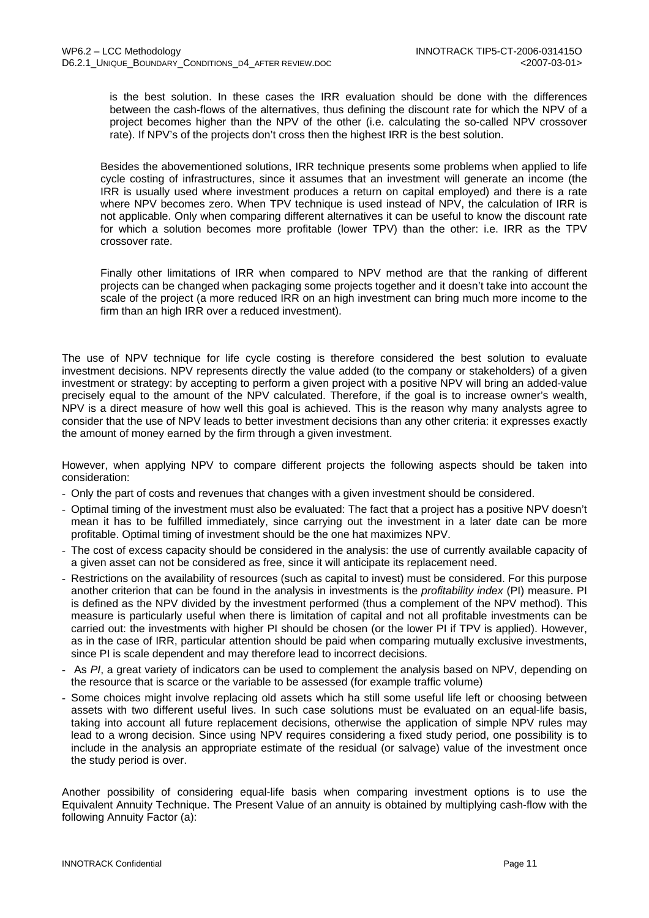is the best solution. In these cases the IRR evaluation should be done with the differences between the cash-flows of the alternatives, thus defining the discount rate for which the NPV of a project becomes higher than the NPV of the other (i.e. calculating the so-called NPV crossover rate). If NPV's of the projects don't cross then the highest IRR is the best solution.

Besides the abovementioned solutions, IRR technique presents some problems when applied to life cycle costing of infrastructures, since it assumes that an investment will generate an income (the IRR is usually used where investment produces a return on capital employed) and there is a rate where NPV becomes zero. When TPV technique is used instead of NPV, the calculation of IRR is not applicable. Only when comparing different alternatives it can be useful to know the discount rate for which a solution becomes more profitable (lower TPV) than the other: i.e. IRR as the TPV crossover rate.

Finally other limitations of IRR when compared to NPV method are that the ranking of different projects can be changed when packaging some projects together and it doesn't take into account the scale of the project (a more reduced IRR on an high investment can bring much more income to the firm than an high IRR over a reduced investment).

The use of NPV technique for life cycle costing is therefore considered the best solution to evaluate investment decisions. NPV represents directly the value added (to the company or stakeholders) of a given investment or strategy: by accepting to perform a given project with a positive NPV will bring an added-value precisely equal to the amount of the NPV calculated. Therefore, if the goal is to increase owner's wealth, NPV is a direct measure of how well this goal is achieved. This is the reason why many analysts agree to consider that the use of NPV leads to better investment decisions than any other criteria: it expresses exactly the amount of money earned by the firm through a given investment.

However, when applying NPV to compare different projects the following aspects should be taken into consideration:

- Only the part of costs and revenues that changes with a given investment should be considered.
- Optimal timing of the investment must also be evaluated: The fact that a project has a positive NPV doesn't mean it has to be fulfilled immediately, since carrying out the investment in a later date can be more profitable. Optimal timing of investment should be the one hat maximizes NPV.
- The cost of excess capacity should be considered in the analysis: the use of currently available capacity of a given asset can not be considered as free, since it will anticipate its replacement need.
- Restrictions on the availability of resources (such as capital to invest) must be considered. For this purpose another criterion that can be found in the analysis in investments is the *profitability index* (PI) measure. PI is defined as the NPV divided by the investment performed (thus a complement of the NPV method). This measure is particularly useful when there is limitation of capital and not all profitable investments can be carried out: the investments with higher PI should be chosen (or the lower PI if TPV is applied). However, as in the case of IRR, particular attention should be paid when comparing mutually exclusive investments, since PI is scale dependent and may therefore lead to incorrect decisions.
- As *PI*, a great variety of indicators can be used to complement the analysis based on NPV, depending on the resource that is scarce or the variable to be assessed (for example traffic volume)
- Some choices might involve replacing old assets which ha still some useful life left or choosing between assets with two different useful lives. In such case solutions must be evaluated on an equal-life basis, taking into account all future replacement decisions, otherwise the application of simple NPV rules may lead to a wrong decision. Since using NPV requires considering a fixed study period, one possibility is to include in the analysis an appropriate estimate of the residual (or salvage) value of the investment once the study period is over.

Another possibility of considering equal-life basis when comparing investment options is to use the Equivalent Annuity Technique. The Present Value of an annuity is obtained by multiplying cash-flow with the following Annuity Factor (a):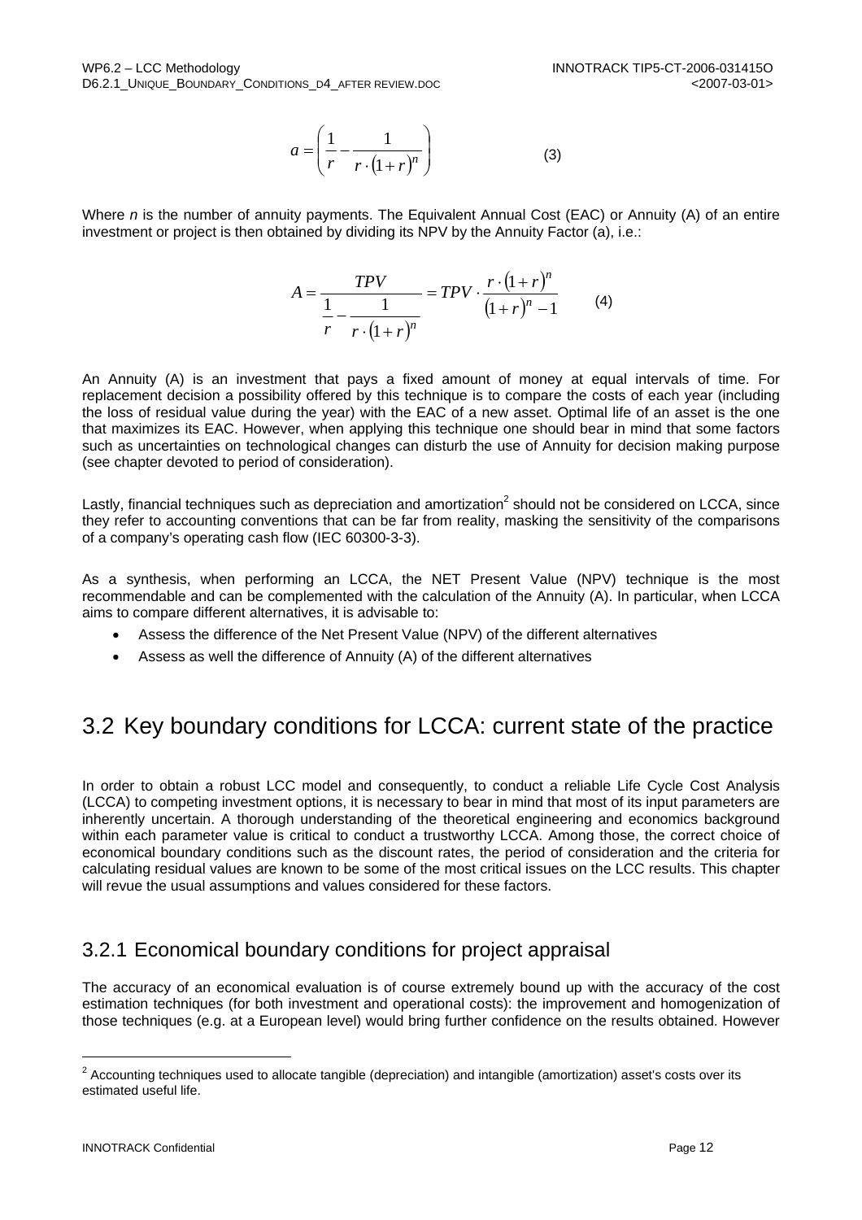$$a = \left( \frac{1}{r} - \frac{1}{r \cdot (1+r)^n} \right) \qquad (3)$$

Where *n* is the number of annuity payments. The Equivalent Annual Cost (EAC) or Annuity (A) of an entire investment or project is then obtained by dividing its NPV by the Annuity Factor (a), i.e.:

$$A = \frac{TPV}{\frac{1}{r} - \frac{1}{r \cdot (1+r)^n}} = TPV \cdot \frac{r \cdot (1+r)^n}{(1+r)^n - 1} \qquad (4)$$

An Annuity (A) is an investment that pays a fixed amount of money at equal intervals of time. For replacement decision a possibility offered by this technique is to compare the costs of each year (including the loss of residual value during the year) with the EAC of a new asset. Optimal life of an asset is the one that maximizes its EAC. However, when applying this technique one should bear in mind that some factors such as uncertainties on technological changes can disturb the use of Annuity for decision making purpose (see chapter devoted to period of consideration).

Lastly, financial techniques such as depreciation and amortization[2] should not be considered on LCCA, since they refer to accounting conventions that can be far from reality, masking the sensitivity of the comparisons of a company's operating cash flow (IEC 60300-3-3).

As a synthesis, when performing an LCCA, the NET Present Value (NPV) technique is the most recommendable and can be complemented with the calculation of the Annuity (A). In particular, when LCCA aims to compare different alternatives, it is advisable to:

- Assess the difference of the Net Present Value (NPV) of the different alternatives
- Assess as well the difference of Annuity (A) of the different alternatives

## 3.2 Key boundary conditions for LCCA: current state of the practice

In order to obtain a robust LCC model and consequently, to conduct a reliable Life Cycle Cost Analysis (LCCA) to competing investment options, it is necessary to bear in mind that most of its input parameters are inherently uncertain. A thorough understanding of the theoretical engineering and economics background within each parameter value is critical to conduct a trustworthy LCCA. Among those, the correct choice of economical boundary conditions such as the discount rates, the period of consideration and the criteria for calculating residual values are known to be some of the most critical issues on the LCC results. This chapter will revue the usual assumptions and values considered for these factors.

### 3.2.1 Economical boundary conditions for project appraisal

The accuracy of an economical evaluation is of course extremely bound up with the accuracy of the cost estimation techniques (for both investment and operational costs): the improvement and homogenization of those techniques (e.g. at a European level) would bring further confidence on the results obtained. However

[2] Accounting techniques used to allocate tangible (depreciation) and intangible (amortization) asset's costs over its estimated useful life.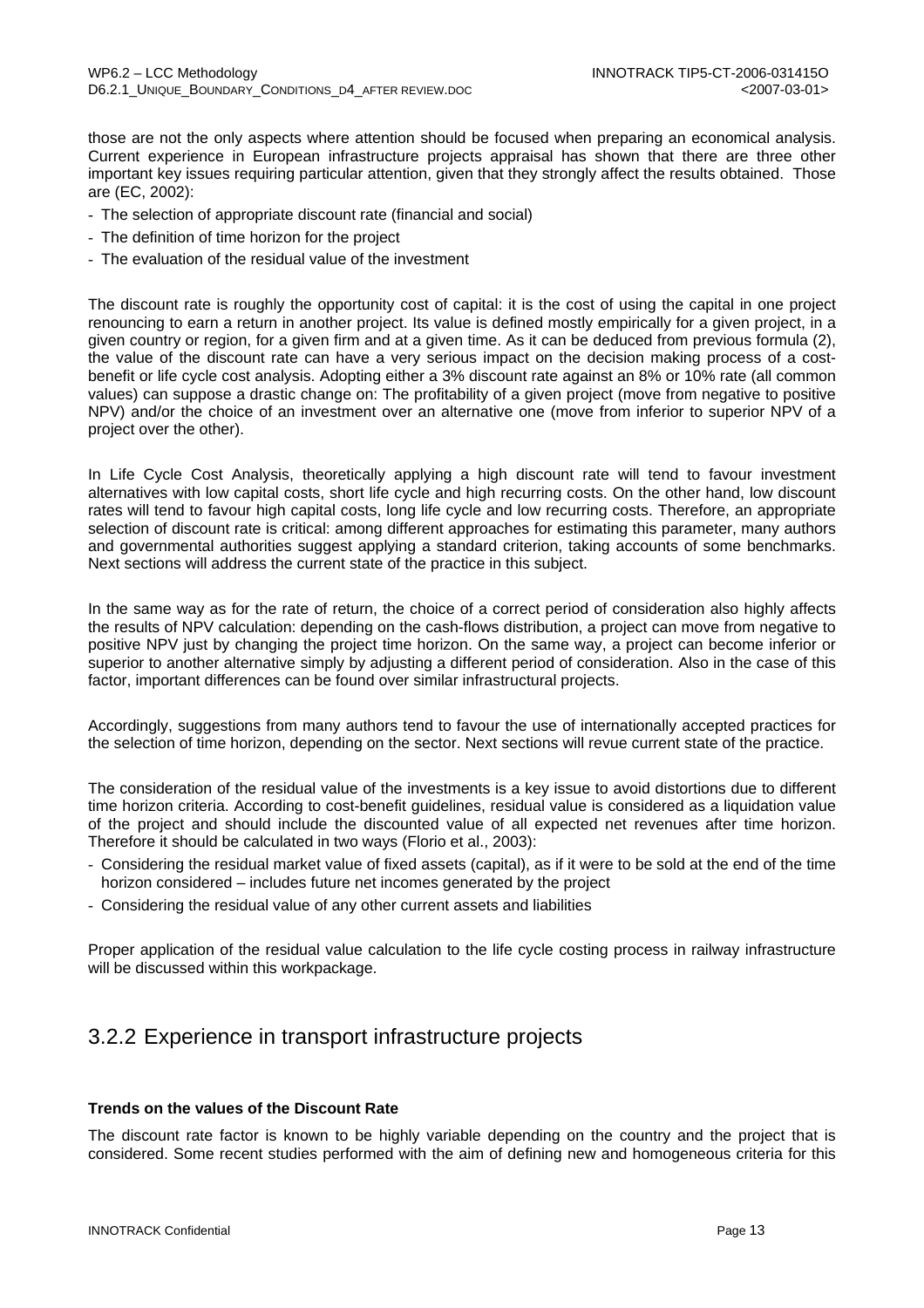those are not the only aspects where attention should be focused when preparing an economical analysis. Current experience in European infrastructure projects appraisal has shown that there are three other important key issues requiring particular attention, given that they strongly affect the results obtained. Those are (EC, 2002):

- The selection of appropriate discount rate (financial and social)
- The definition of time horizon for the project
- The evaluation of the residual value of the investment

The discount rate is roughly the opportunity cost of capital: it is the cost of using the capital in one project renouncing to earn a return in another project. Its value is defined mostly empirically for a given project, in a given country or region, for a given firm and at a given time. As it can be deduced from previous formula (2), the value of the discount rate can have a very serious impact on the decision making process of a cost-benefit or life cycle cost analysis. Adopting either a 3% discount rate against an 8% or 10% rate (all common values) can suppose a drastic change on: The profitability of a given project (move from negative to positive NPV) and/or the choice of an investment over an alternative one (move from inferior to superior NPV of a project over the other).

In Life Cycle Cost Analysis, theoretically applying a high discount rate will tend to favour investment alternatives with low capital costs, short life cycle and high recurring costs. On the other hand, low discount rates will tend to favour high capital costs, long life cycle and low recurring costs. Therefore, an appropriate selection of discount rate is critical: among different approaches for estimating this parameter, many authors and governmental authorities suggest applying a standard criterion, taking accounts of some benchmarks. Next sections will address the current state of the practice in this subject.

In the same way as for the rate of return, the choice of a correct period of consideration also highly affects the results of NPV calculation: depending on the cash-flows distribution, a project can move from negative to positive NPV just by changing the project time horizon. On the same way, a project can become inferior or superior to another alternative simply by adjusting a different period of consideration. Also in the case of this factor, important differences can be found over similar infrastructural projects.

Accordingly, suggestions from many authors tend to favour the use of internationally accepted practices for the selection of time horizon, depending on the sector. Next sections will revue current state of the practice.

The consideration of the residual value of the investments is a key issue to avoid distortions due to different time horizon criteria. According to cost-benefit guidelines, residual value is considered as a liquidation value of the project and should include the discounted value of all expected net revenues after time horizon. Therefore it should be calculated in two ways (Florio et al., 2003):

- Considering the residual market value of fixed assets (capital), as if it were to be sold at the end of the time horizon considered – includes future net incomes generated by the project
- Considering the residual value of any other current assets and liabilities

Proper application of the residual value calculation to the life cycle costing process in railway infrastructure will be discussed within this workpackage.

### 3.2.2 Experience in transport infrastructure projects

**Trends on the values of the Discount Rate**

The discount rate factor is known to be highly variable depending on the country and the project that is considered. Some recent studies performed with the aim of defining new and homogeneous criteria for this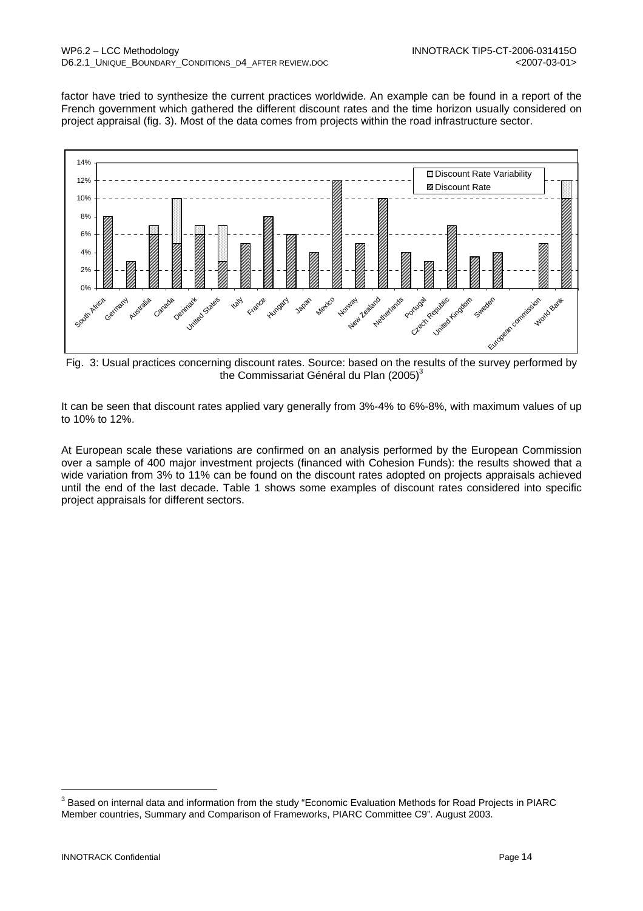factor have tried to synthesize the current practices worldwide. An example can be found in a report of the French government which gathered the different discount rates and the time horizon usually considered on project appraisal (fig. 3). Most of the data comes from projects within the road infrastructure sector.

Fig. 3: Usual practices concerning discount rates. Source: based on the results of the survey performed by the Commissariat Général du Plan (2005)[3]

It can be seen that discount rates applied vary generally from 3%-4% to 6%-8%, with maximum values of up to 10% to 12%.

At European scale these variations are confirmed on an analysis performed by the European Commission over a sample of 400 major investment projects (financed with Cohesion Funds): the results showed that a wide variation from 3% to 11% can be found on the discount rates adopted on projects appraisals achieved until the end of the last decade. Table 1 shows some examples of discount rates considered into specific project appraisals for different sectors.

---

[3] Based on internal data and information from the study "Economic Evaluation Methods for Road Projects in PIARC Member countries, Summary and Comparison of Frameworks, PIARC Committee C9". August 2003.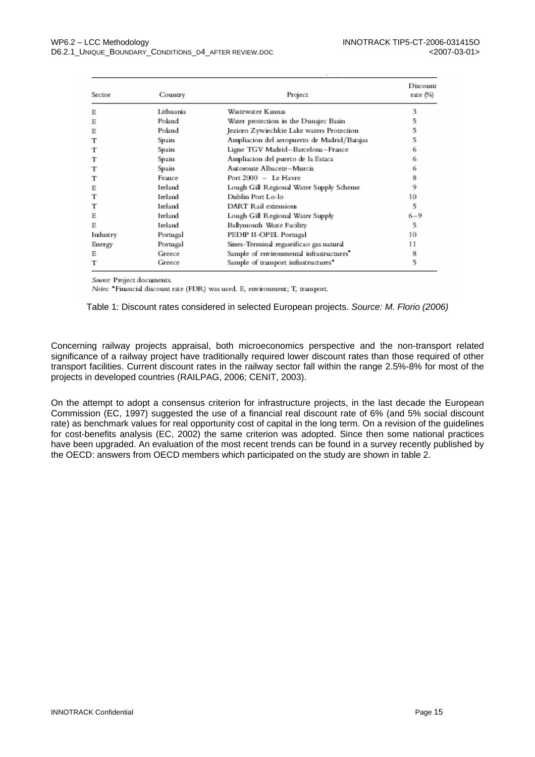| Sector | Country | Project | Discount rate (%) |
|---|---|---|---|
| E | Lithuania | Wastewater Kaunas | 3 |
| E | Poland | Water protection in the Dunajec Basin | 5 |
| E | Poland | Jezioro Zywiechkie Lake waters Protection | 5 |
| T | Spain | Ampliacion del aeropuerto de Madrid/Barajas | 5 |
| T | Spain | Ligne TGV Madrid–Barcelona–France | 6 |
| T | Spain | Ampliacion del puerto de la Estaca | 6 |
| T | Spain | Autoroute Albacete–Murcia | 6 |
| T | France | Port 2000 – Le Havre | 8 |
| E | Ireland | Lough Gill Regional Water Supply Scheme | 9 |
| T | Ireland | Dublin Port Lo-lo | 10 |
| T | Ireland | DART Rail extensions | 5 |
| E | Ireland | Lough Gill Regional Water Supply | 6–9 |
| E | Ireland | Ballymouth Waste Facility | 5 |
| Industry | Portugal | PEDIP II-OPEL Portugal | 10 |
| Energy | Portugal | Sines-Terminal regaseificao gas natural | 11 |
| E | Greece | Sample of environmental infrastructures* | 8 |
| T | Greece | Sample of transport infrastructures* | 5 |

*Source:* Project documents.

*Notes:* *Financial discount rate (FDR) was used. E, environment; T, transport.

Table 1: Discount rates considered in selected European projects. *Source: M. Florio (2006)*

Concerning railway projects appraisal, both microeconomics perspective and the non-transport related significance of a railway project have traditionally required lower discount rates than those required of other transport facilities. Current discount rates in the railway sector fall within the range 2.5%-8% for most of the projects in developed countries (RAILPAG, 2006; CENIT, 2003).

On the attempt to adopt a consensus criterion for infrastructure projects, in the last decade the European Commission (EC, 1997) suggested the use of a financial real discount rate of 6% (and 5% social discount rate) as benchmark values for real opportunity cost of capital in the long term. On a revision of the guidelines for cost-benefits analysis (EC, 2002) the same criterion was adopted. Since then some national practices have been upgraded. An evaluation of the most recent trends can be found in a survey recently published by the OECD: answers from OECD members which participated on the study are shown in table 2.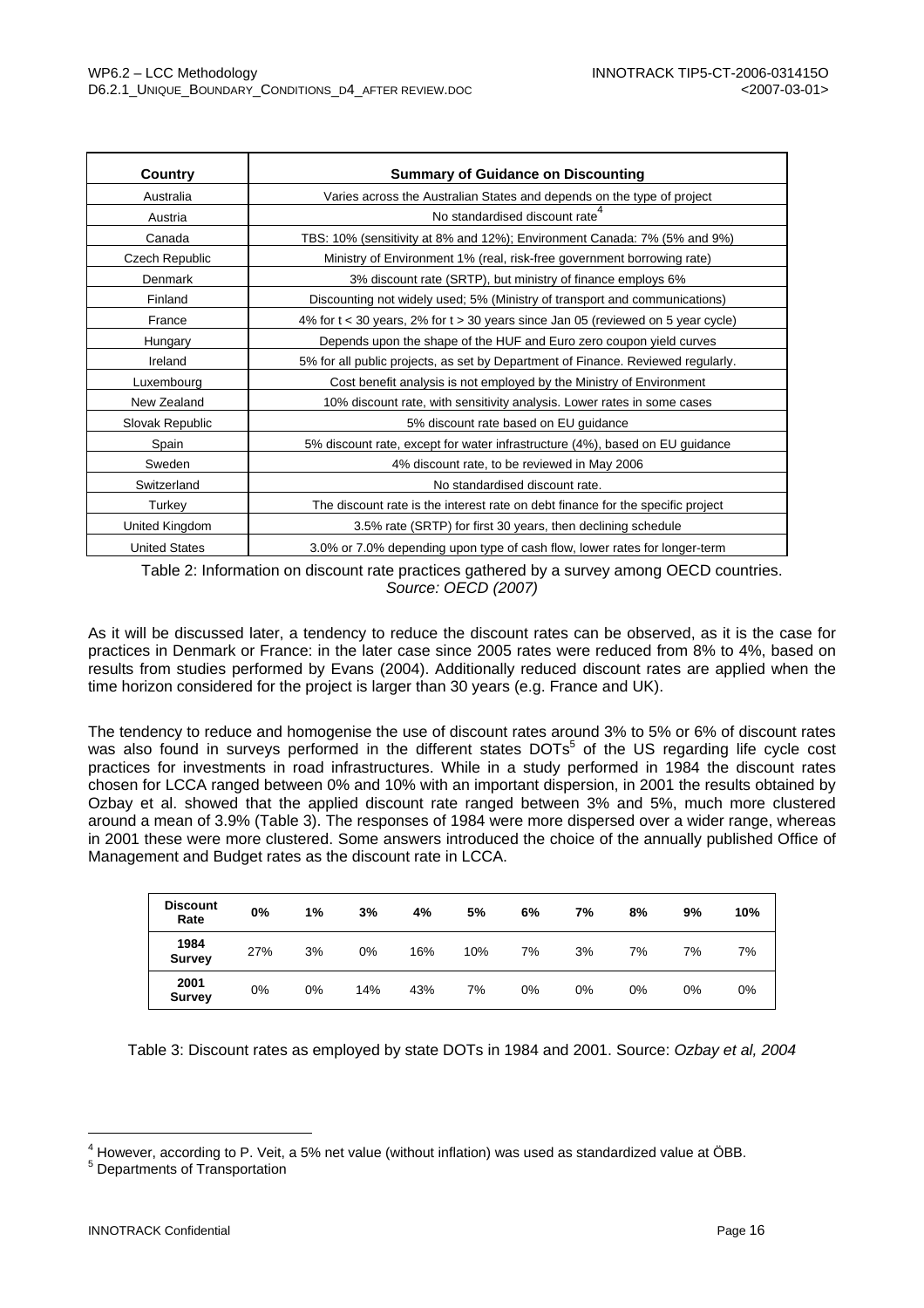| Country | Summary of Guidance on Discounting |
|---|---|
| Australia | Varies across the Australian States and depends on the type of project |
| Austria | No standardised discount rate[4] |
| Canada | TBS: 10% (sensitivity at 8% and 12%); Environment Canada: 7% (5% and 9%) |
| Czech Republic | Ministry of Environment 1% (real, risk-free government borrowing rate) |
| Denmark | 3% discount rate (SRTP), but ministry of finance employs 6% |
| Finland | Discounting not widely used; 5% (Ministry of transport and communications) |
| France | 4% for t < 30 years, 2% for t > 30 years since Jan 05 (reviewed on 5 year cycle) |
| Hungary | Depends upon the shape of the HUF and Euro zero coupon yield curves |
| Ireland | 5% for all public projects, as set by Department of Finance. Reviewed regularly. |
| Luxembourg | Cost benefit analysis is not employed by the Ministry of Environment |
| New Zealand | 10% discount rate, with sensitivity analysis. Lower rates in some cases |
| Slovak Republic | 5% discount rate based on EU guidance |
| Spain | 5% discount rate, except for water infrastructure (4%), based on EU guidance |
| Sweden | 4% discount rate, to be reviewed in May 2006 |
| Switzerland | No standardised discount rate. |
| Turkey | The discount rate is the interest rate on debt finance for the specific project |
| United Kingdom | 3.5% rate (SRTP) for first 30 years, then declining schedule |
| United States | 3.0% or 7.0% depending upon type of cash flow, lower rates for longer-term |

Table 2: Information on discount rate practices gathered by a survey among OECD countries. *Source: OECD (2007)*

As it will be discussed later, a tendency to reduce the discount rates can be observed, as it is the case for practices in Denmark or France: in the later case since 2005 rates were reduced from 8% to 4%, based on results from studies performed by Evans (2004). Additionally reduced discount rates are applied when the time horizon considered for the project is larger than 30 years (e.g. France and UK).

The tendency to reduce and homogenise the use of discount rates around 3% to 5% or 6% of discount rates was also found in surveys performed in the different states DOTs[5] of the US regarding life cycle cost practices for investments in road infrastructures. While in a study performed in 1984 the discount rates chosen for LCCA ranged between 0% and 10% with an important dispersion, in 2001 the results obtained by Ozbay et al. showed that the applied discount rate ranged between 3% and 5%, much more clustered around a mean of 3.9% (Table 3). The responses of 1984 were more dispersed over a wider range, whereas in 2001 these were more clustered. Some answers introduced the choice of the annually published Office of Management and Budget rates as the discount rate in LCCA.

| Discount Rate | 0% | 1% | 3% | 4% | 5% | 6% | 7% | 8% | 9% | 10% |
|---|---|---|---|---|---|---|---|---|---|---|
| 1984 Survey | 27% | 3% | 0% | 16% | 10% | 7% | 3% | 7% | 7% | 7% |
| 2001 Survey | 0% | 0% | 14% | 43% | 7% | 0% | 0% | 0% | 0% | 0% |

Table 3: Discount rates as employed by state DOTs in 1984 and 2001. Source: *Ozbay et al, 2004*

[4] However, according to P. Veit, a 5% net value (without inflation) was used as standardized value at ÖBB.

[5] Departments of Transportation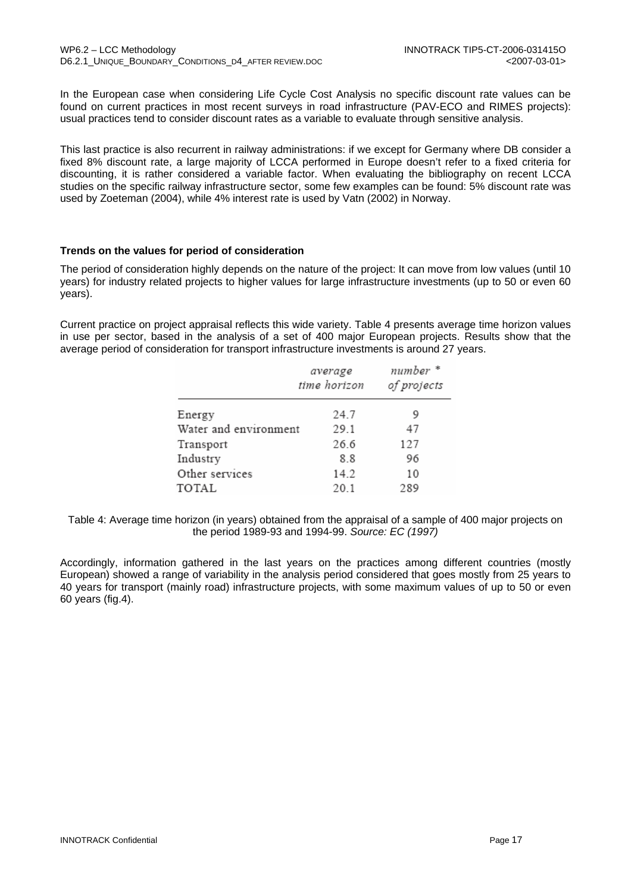In the European case when considering Life Cycle Cost Analysis no specific discount rate values can be found on current practices in most recent surveys in road infrastructure (PAV-ECO and RIMES projects): usual practices tend to consider discount rates as a variable to evaluate through sensitive analysis.

This last practice is also recurrent in railway administrations: if we except for Germany where DB consider a fixed 8% discount rate, a large majority of LCCA performed in Europe doesn't refer to a fixed criteria for discounting, it is rather considered a variable factor. When evaluating the bibliography on recent LCCA studies on the specific railway infrastructure sector, some few examples can be found: 5% discount rate was used by Zoeteman (2004), while 4% interest rate is used by Vatn (2002) in Norway.

**Trends on the values for period of consideration**

The period of consideration highly depends on the nature of the project: It can move from low values (until 10 years) for industry related projects to higher values for large infrastructure investments (up to 50 or even 60 years).

Current practice on project appraisal reflects this wide variety. Table 4 presents average time horizon values in use per sector, based in the analysis of a set of 400 major European projects. Results show that the average period of consideration for transport infrastructure investments is around 27 years.

| | *average time horizon* | *number \* of projects* |
|---|---|---|
| Energy | 24.7 | 9 |
| Water and environment | 29.1 | 47 |
| Transport | 26.6 | 127 |
| Industry | 8.8 | 96 |
| Other services | 14.2 | 10 |
| TOTAL | 20.1 | 289 |

Table 4: Average time horizon (in years) obtained from the appraisal of a sample of 400 major projects on the period 1989-93 and 1994-99. *Source: EC (1997)*

Accordingly, information gathered in the last years on the practices among different countries (mostly European) showed a range of variability in the analysis period considered that goes mostly from 25 years to 40 years for transport (mainly road) infrastructure projects, with some maximum values of up to 50 or even 60 years (fig.4).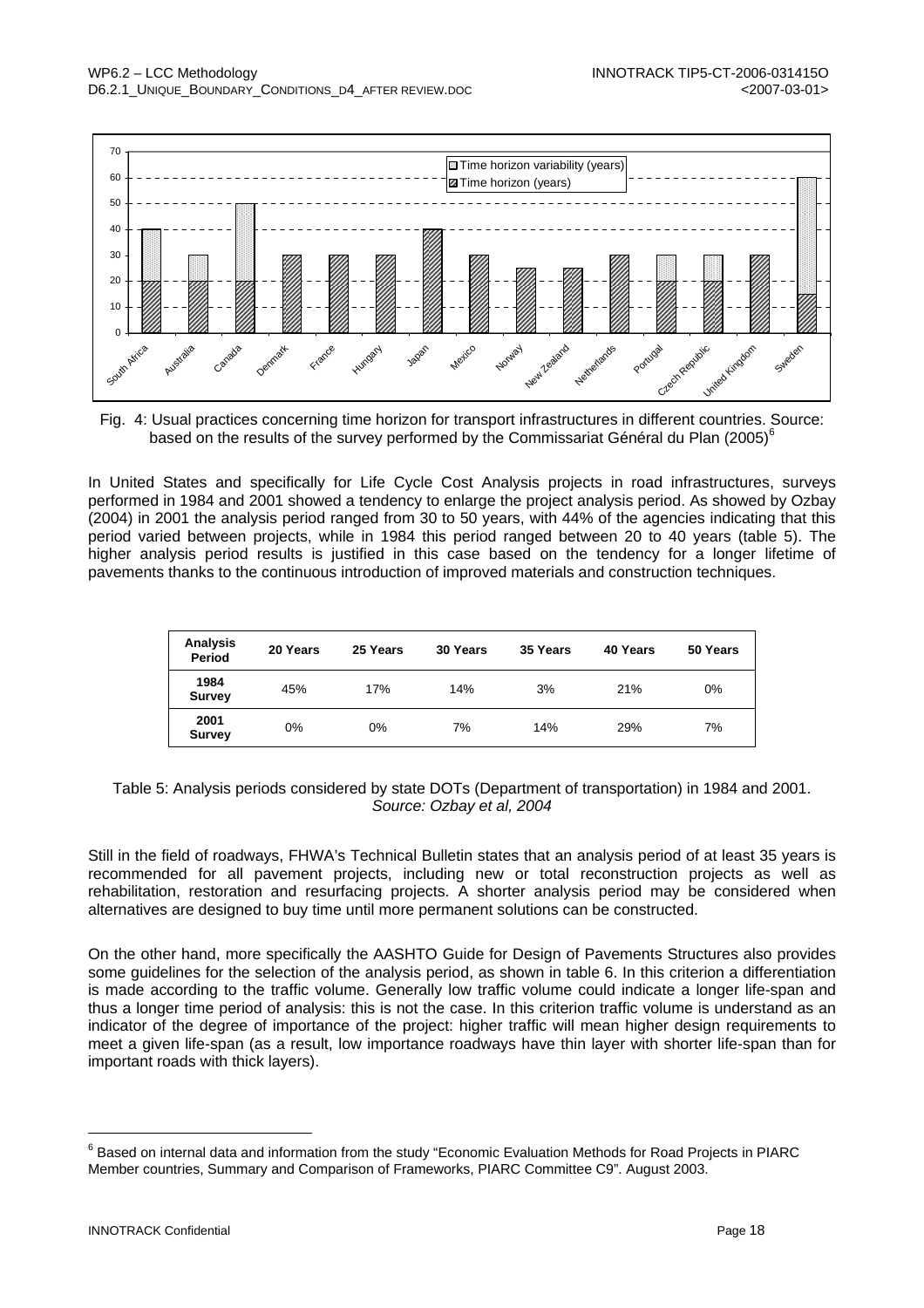Fig. 4: Usual practices concerning time horizon for transport infrastructures in different countries. Source: based on the results of the survey performed by the Commissariat Général du Plan (2005)[6]

In United States and specifically for Life Cycle Cost Analysis projects in road infrastructures, surveys performed in 1984 and 2001 showed a tendency to enlarge the project analysis period. As showed by Ozbay (2004) in 2001 the analysis period ranged from 30 to 50 years, with 44% of the agencies indicating that this period varied between projects, while in 1984 this period ranged between 20 to 40 years (table 5). The higher analysis period results is justified in this case based on the tendency for a longer lifetime of pavements thanks to the continuous introduction of improved materials and construction techniques.

| Analysis Period | 20 Years | 25 Years | 30 Years | 35 Years | 40 Years | 50 Years |
|---|---|---|---|---|---|---|
| 1984 Survey | 45% | 17% | 14% | 3% | 21% | 0% |
| 2001 Survey | 0% | 0% | 7% | 14% | 29% | 7% |

Table 5: Analysis periods considered by state DOTs (Department of transportation) in 1984 and 2001. *Source: Ozbay et al, 2004*

Still in the field of roadways, FHWA's Technical Bulletin states that an analysis period of at least 35 years is recommended for all pavement projects, including new or total reconstruction projects as well as rehabilitation, restoration and resurfacing projects. A shorter analysis period may be considered when alternatives are designed to buy time until more permanent solutions can be constructed.

On the other hand, more specifically the AASHTO Guide for Design of Pavements Structures also provides some guidelines for the selection of the analysis period, as shown in table 6. In this criterion a differentiation is made according to the traffic volume. Generally low traffic volume could indicate a longer life-span and thus a longer time period of analysis: this is not the case. In this criterion traffic volume is understand as an indicator of the degree of importance of the project: higher traffic will mean higher design requirements to meet a given life-span (as a result, low importance roadways have thin layer with shorter life-span than for important roads with thick layers).

[6] Based on internal data and information from the study "Economic Evaluation Methods for Road Projects in PIARC Member countries, Summary and Comparison of Frameworks, PIARC Committee C9". August 2003.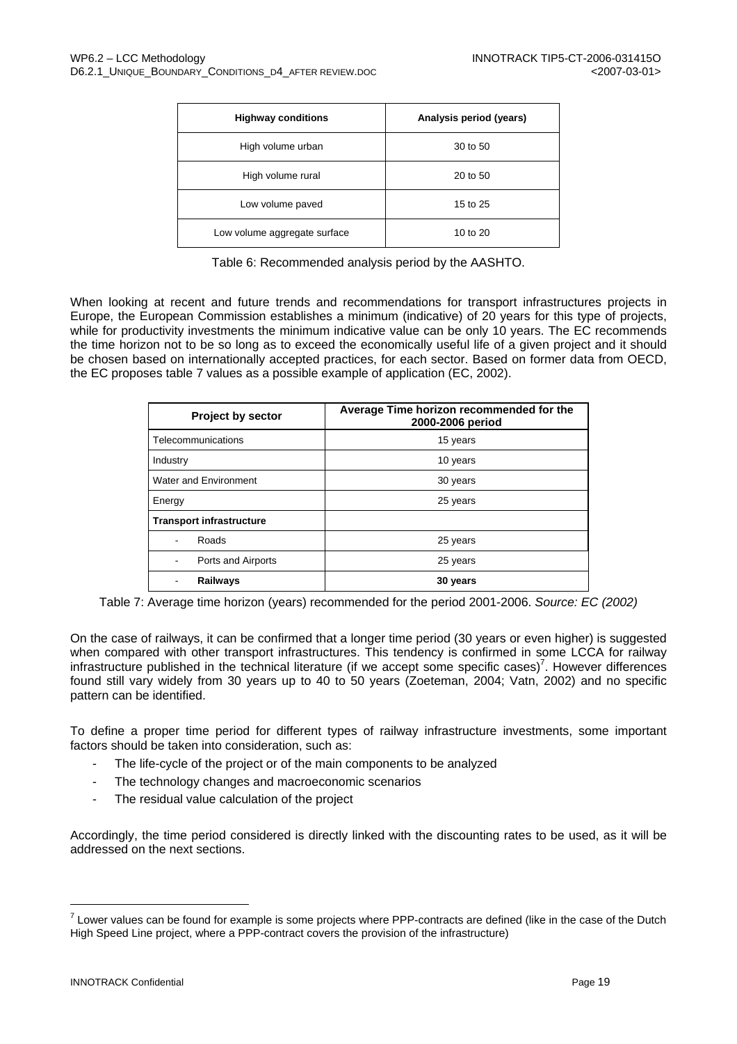| Highway conditions | Analysis period (years) |
|---|---|
| High volume urban | 30 to 50 |
| High volume rural | 20 to 50 |
| Low volume paved | 15 to 25 |
| Low volume aggregate surface | 10 to 20 |

Table 6: Recommended analysis period by the AASHTO.

When looking at recent and future trends and recommendations for transport infrastructures projects in Europe, the European Commission establishes a minimum (indicative) of 20 years for this type of projects, while for productivity investments the minimum indicative value can be only 10 years. The EC recommends the time horizon not to be so long as to exceed the economically useful life of a given project and it should be chosen based on internationally accepted practices, for each sector. Based on former data from OECD, the EC proposes table 7 values as a possible example of application (EC, 2002).

| Project by sector | Average Time horizon recommended for the 2000-2006 period |
|---|---|
| Telecommunications | 15 years |
| Industry | 10 years |
| Water and Environment | 30 years |
| Energy | 25 years |
| **Transport infrastructure** | |
| - Roads | 25 years |
| - Ports and Airports | 25 years |
| - **Railways** | **30 years** |

Table 7: Average time horizon (years) recommended for the period 2001-2006. *Source: EC (2002)*

On the case of railways, it can be confirmed that a longer time period (30 years or even higher) is suggested when compared with other transport infrastructures. This tendency is confirmed in some LCCA for railway infrastructure published in the technical literature (if we accept some specific cases)[7]. However differences found still vary widely from 30 years up to 40 to 50 years (Zoeteman, 2004; Vatn, 2002) and no specific pattern can be identified.

To define a proper time period for different types of railway infrastructure investments, some important factors should be taken into consideration, such as:

- The life-cycle of the project or of the main components to be analyzed
- The technology changes and macroeconomic scenarios
- The residual value calculation of the project

Accordingly, the time period considered is directly linked with the discounting rates to be used, as it will be addressed on the next sections.

[7] Lower values can be found for example is some projects where PPP-contracts are defined (like in the case of the Dutch High Speed Line project, where a PPP-contract covers the provision of the infrastructure)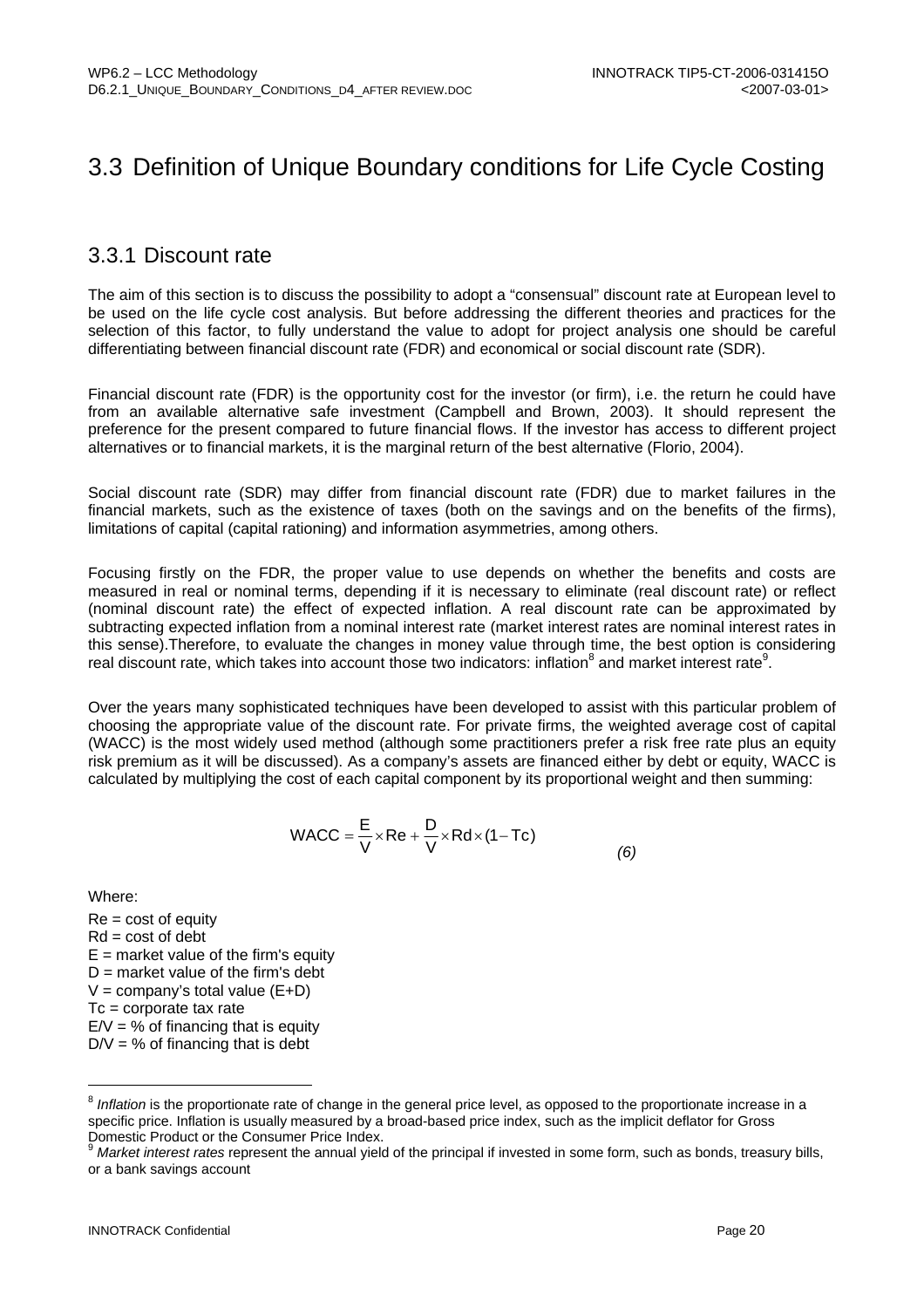## 3.3 Definition of Unique Boundary conditions for Life Cycle Costing

### 3.3.1 Discount rate

The aim of this section is to discuss the possibility to adopt a "consensual" discount rate at European level to be used on the life cycle cost analysis. But before addressing the different theories and practices for the selection of this factor, to fully understand the value to adopt for project analysis one should be careful differentiating between financial discount rate (FDR) and economical or social discount rate (SDR).

Financial discount rate (FDR) is the opportunity cost for the investor (or firm), i.e. the return he could have from an available alternative safe investment (Campbell and Brown, 2003). It should represent the preference for the present compared to future financial flows. If the investor has access to different project alternatives or to financial markets, it is the marginal return of the best alternative (Florio, 2004).

Social discount rate (SDR) may differ from financial discount rate (FDR) due to market failures in the financial markets, such as the existence of taxes (both on the savings and on the benefits of the firms), limitations of capital (capital rationing) and information asymmetries, among others.

Focusing firstly on the FDR, the proper value to use depends on whether the benefits and costs are measured in real or nominal terms, depending if it is necessary to eliminate (real discount rate) or reflect (nominal discount rate) the effect of expected inflation. A real discount rate can be approximated by subtracting expected inflation from a nominal interest rate (market interest rates are nominal interest rates in this sense).Therefore, to evaluate the changes in money value through time, the best option is considering real discount rate, which takes into account those two indicators: inflation[8] and market interest rate[9].

Over the years many sophisticated techniques have been developed to assist with this particular problem of choosing the appropriate value of the discount rate. For private firms, the weighted average cost of capital (WACC) is the most widely used method (although some practitioners prefer a risk free rate plus an equity risk premium as it will be discussed). As a company's assets are financed either by debt or equity, WACC is calculated by multiplying the cost of each capital component by its proportional weight and then summing:

$$WACC = \frac{E}{V} \times Re + \frac{D}{V} \times Rd \times (1 - Tc) \qquad (6)$$

Where:

Re = cost of equity
Rd = cost of debt
E = market value of the firm's equity
D = market value of the firm's debt
V = company's total value (E+D)
Tc = corporate tax rate
E/V = % of financing that is equity
D/V = % of financing that is debt

[8] *Inflation* is the proportionate rate of change in the general price level, as opposed to the proportionate increase in a specific price. Inflation is usually measured by a broad-based price index, such as the implicit deflator for Gross Domestic Product or the Consumer Price Index.

[9] *Market interest rates* represent the annual yield of the principal if invested in some form, such as bonds, treasury bills, or a bank savings account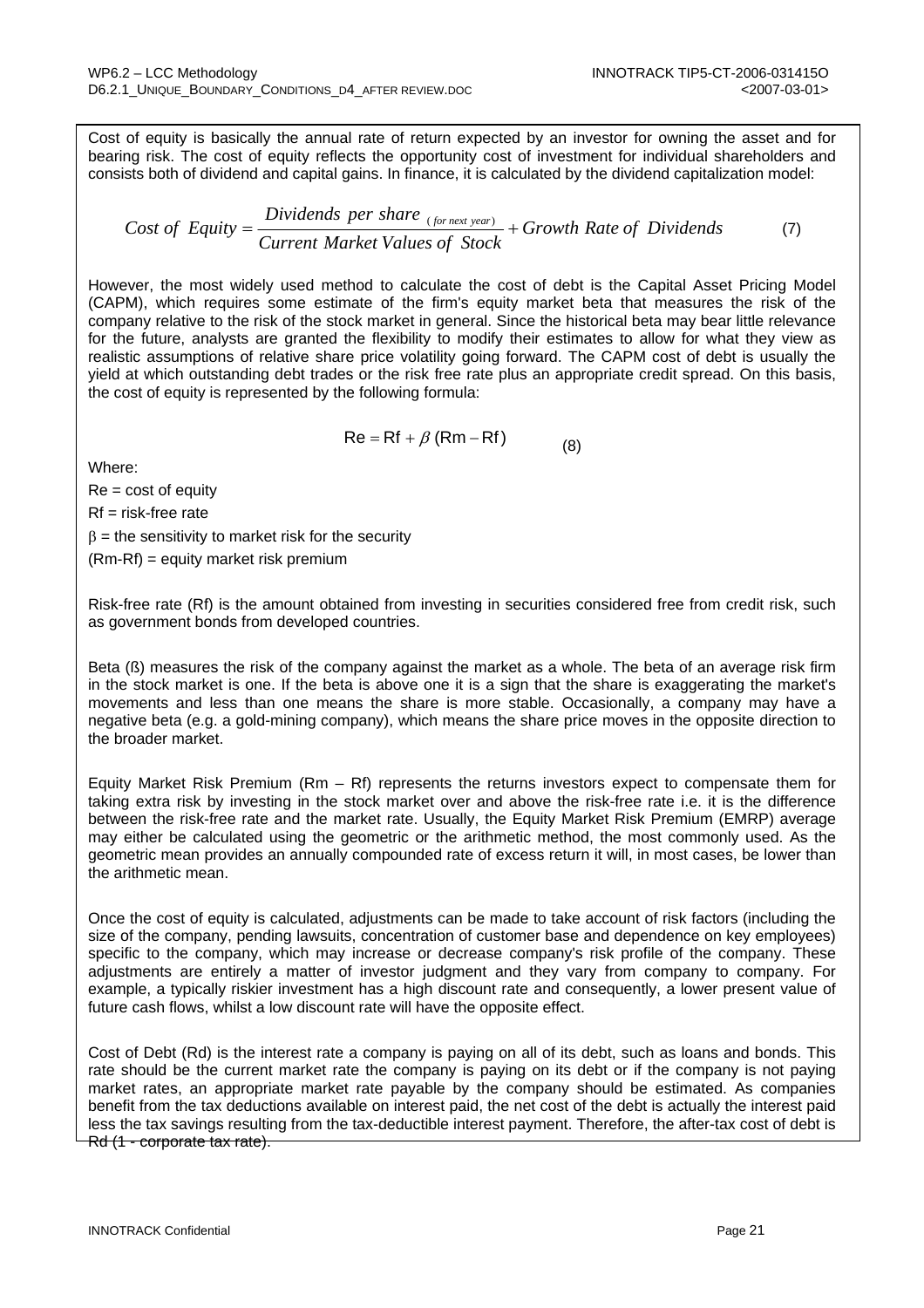Cost of equity is basically the annual rate of return expected by an investor for owning the asset and for bearing risk. The cost of equity reflects the opportunity cost of investment for individual shareholders and consists both of dividend and capital gains. In finance, it is calculated by the dividend capitalization model:

$$Cost\ of\ Equity = \frac{Dividends\ per\ share_{\ (for\ next\ year)}}{Current\ Market\ Values\ of\ Stock} + Growth\ Rate\ of\ Dividends \qquad (7)$$

However, the most widely used method to calculate the cost of debt is the Capital Asset Pricing Model (CAPM), which requires some estimate of the firm's equity market beta that measures the risk of the company relative to the risk of the stock market in general. Since the historical beta may bear little relevance for the future, analysts are granted the flexibility to modify their estimates to allow for what they view as realistic assumptions of relative share price volatility going forward. The CAPM cost of debt is usually the yield at which outstanding debt trades or the risk free rate plus an appropriate credit spread. On this basis, the cost of equity is represented by the following formula:

$$\mathrm{Re} = \mathrm{Rf} + \beta\,(\mathrm{Rm} - \mathrm{Rf}) \qquad (8)$$

Where:

Re = cost of equity

Rf = risk-free rate

$\beta$ = the sensitivity to market risk for the security

(Rm-Rf) = equity market risk premium

Risk-free rate (Rf) is the amount obtained from investing in securities considered free from credit risk, such as government bonds from developed countries.

Beta (ß) measures the risk of the company against the market as a whole. The beta of an average risk firm in the stock market is one. If the beta is above one it is a sign that the share is exaggerating the market's movements and less than one means the share is more stable. Occasionally, a company may have a negative beta (e.g. a gold-mining company), which means the share price moves in the opposite direction to the broader market.

Equity Market Risk Premium (Rm – Rf) represents the returns investors expect to compensate them for taking extra risk by investing in the stock market over and above the risk-free rate i.e. it is the difference between the risk-free rate and the market rate. Usually, the Equity Market Risk Premium (EMRP) average may either be calculated using the geometric or the arithmetic method, the most commonly used. As the geometric mean provides an annually compounded rate of excess return it will, in most cases, be lower than the arithmetic mean.

Once the cost of equity is calculated, adjustments can be made to take account of risk factors (including the size of the company, pending lawsuits, concentration of customer base and dependence on key employees) specific to the company, which may increase or decrease company's risk profile of the company. These adjustments are entirely a matter of investor judgment and they vary from company to company. For example, a typically riskier investment has a high discount rate and consequently, a lower present value of future cash flows, whilst a low discount rate will have the opposite effect.

Cost of Debt (Rd) is the interest rate a company is paying on all of its debt, such as loans and bonds. This rate should be the current market rate the company is paying on its debt or if the company is not paying market rates, an appropriate market rate payable by the company should be estimated. As companies benefit from the tax deductions available on interest paid, the net cost of the debt is actually the interest paid less the tax savings resulting from the tax-deductible interest payment. Therefore, the after-tax cost of debt is Rd (1 - corporate tax rate).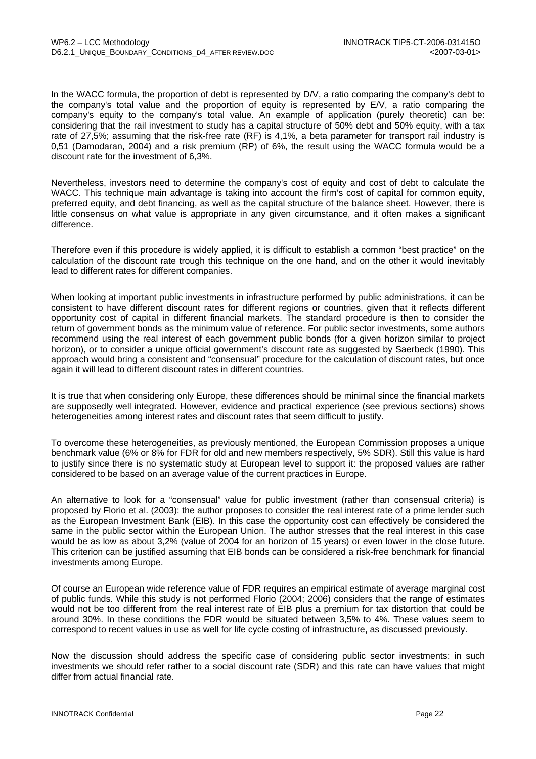In the WACC formula, the proportion of debt is represented by D/V, a ratio comparing the company's debt to the company's total value and the proportion of equity is represented by E/V, a ratio comparing the company's equity to the company's total value. An example of application (purely theoretic) can be: considering that the rail investment to study has a capital structure of 50% debt and 50% equity, with a tax rate of 27,5%; assuming that the risk-free rate (RF) is 4,1%, a beta parameter for transport rail industry is 0,51 (Damodaran, 2004) and a risk premium (RP) of 6%, the result using the WACC formula would be a discount rate for the investment of 6,3%.

Nevertheless, investors need to determine the company's cost of equity and cost of debt to calculate the WACC. This technique main advantage is taking into account the firm's cost of capital for common equity, preferred equity, and debt financing, as well as the capital structure of the balance sheet. However, there is little consensus on what value is appropriate in any given circumstance, and it often makes a significant difference.

Therefore even if this procedure is widely applied, it is difficult to establish a common "best practice" on the calculation of the discount rate trough this technique on the one hand, and on the other it would inevitably lead to different rates for different companies.

When looking at important public investments in infrastructure performed by public administrations, it can be consistent to have different discount rates for different regions or countries, given that it reflects different opportunity cost of capital in different financial markets. The standard procedure is then to consider the return of government bonds as the minimum value of reference. For public sector investments, some authors recommend using the real interest of each government public bonds (for a given horizon similar to project horizon), or to consider a unique official government's discount rate as suggested by Saerbeck (1990). This approach would bring a consistent and "consensual" procedure for the calculation of discount rates, but once again it will lead to different discount rates in different countries.

It is true that when considering only Europe, these differences should be minimal since the financial markets are supposedly well integrated. However, evidence and practical experience (see previous sections) shows heterogeneities among interest rates and discount rates that seem difficult to justify.

To overcome these heterogeneities, as previously mentioned, the European Commission proposes a unique benchmark value (6% or 8% for FDR for old and new members respectively, 5% SDR). Still this value is hard to justify since there is no systematic study at European level to support it: the proposed values are rather considered to be based on an average value of the current practices in Europe.

An alternative to look for a "consensual" value for public investment (rather than consensual criteria) is proposed by Florio et al. (2003): the author proposes to consider the real interest rate of a prime lender such as the European Investment Bank (EIB). In this case the opportunity cost can effectively be considered the same in the public sector within the European Union. The author stresses that the real interest in this case would be as low as about 3,2% (value of 2004 for an horizon of 15 years) or even lower in the close future. This criterion can be justified assuming that EIB bonds can be considered a risk-free benchmark for financial investments among Europe.

Of course an European wide reference value of FDR requires an empirical estimate of average marginal cost of public funds. While this study is not performed Florio (2004; 2006) considers that the range of estimates would not be too different from the real interest rate of EIB plus a premium for tax distortion that could be around 30%. In these conditions the FDR would be situated between 3,5% to 4%. These values seem to correspond to recent values in use as well for life cycle costing of infrastructure, as discussed previously.

Now the discussion should address the specific case of considering public sector investments: in such investments we should refer rather to a social discount rate (SDR) and this rate can have values that might differ from actual financial rate.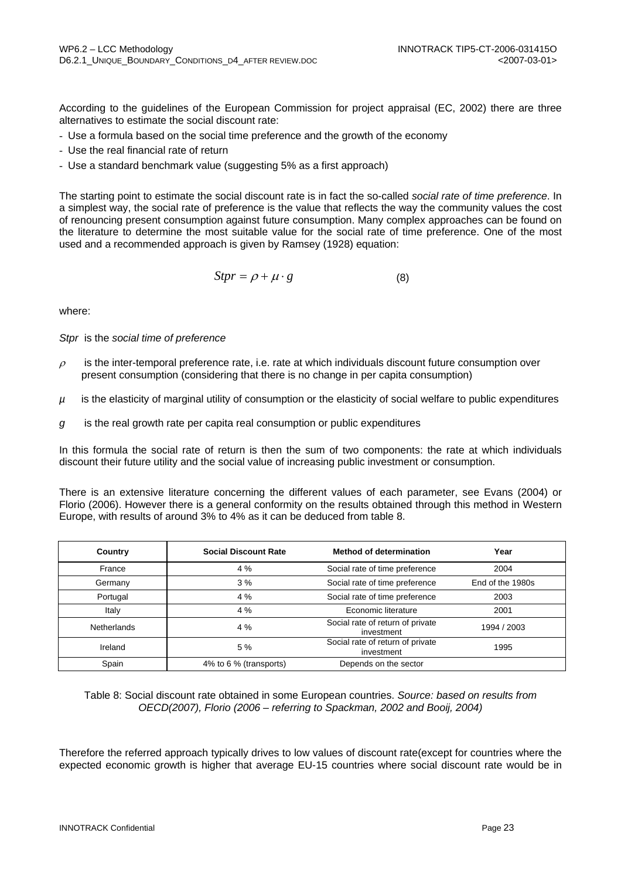According to the guidelines of the European Commission for project appraisal (EC, 2002) there are three alternatives to estimate the social discount rate:

- Use a formula based on the social time preference and the growth of the economy
- Use the real financial rate of return
- Use a standard benchmark value (suggesting 5% as a first approach)

The starting point to estimate the social discount rate is in fact the so-called *social rate of time preference*. In a simplest way, the social rate of preference is the value that reflects the way the community values the cost of renouncing present consumption against future consumption. Many complex approaches can be found on the literature to determine the most suitable value for the social rate of time preference. One of the most used and a recommended approach is given by Ramsey (1928) equation:

$$Stpr = \rho + \mu \cdot g \qquad (8)$$

where:

*Stpr* is the *social time of preference*

$\rho$ is the inter-temporal preference rate, i.e. rate at which individuals discount future consumption over present consumption (considering that there is no change in per capita consumption)

$\mu$ is the elasticity of marginal utility of consumption or the elasticity of social welfare to public expenditures

$g$ is the real growth rate per capita real consumption or public expenditures

In this formula the social rate of return is then the sum of two components: the rate at which individuals discount their future utility and the social value of increasing public investment or consumption.

There is an extensive literature concerning the different values of each parameter, see Evans (2004) or Florio (2006). However there is a general conformity on the results obtained through this method in Western Europe, with results of around 3% to 4% as it can be deduced from table 8.

| Country | Social Discount Rate | Method of determination | Year |
|---|---|---|---|
| France | 4 % | Social rate of time preference | 2004 |
| Germany | 3 % | Social rate of time preference | End of the 1980s |
| Portugal | 4 % | Social rate of time preference | 2003 |
| Italy | 4 % | Economic literature | 2001 |
| Netherlands | 4 % | Social rate of return of private investment | 1994 / 2003 |
| Ireland | 5 % | Social rate of return of private investment | 1995 |
| Spain | 4% to 6 % (transports) | Depends on the sector | |

Table 8: Social discount rate obtained in some European countries. *Source: based on results from OECD(2007), Florio (2006 – referring to Spackman, 2002 and Booij, 2004)*

Therefore the referred approach typically drives to low values of discount rate(except for countries where the expected economic growth is higher that average EU-15 countries where social discount rate would be in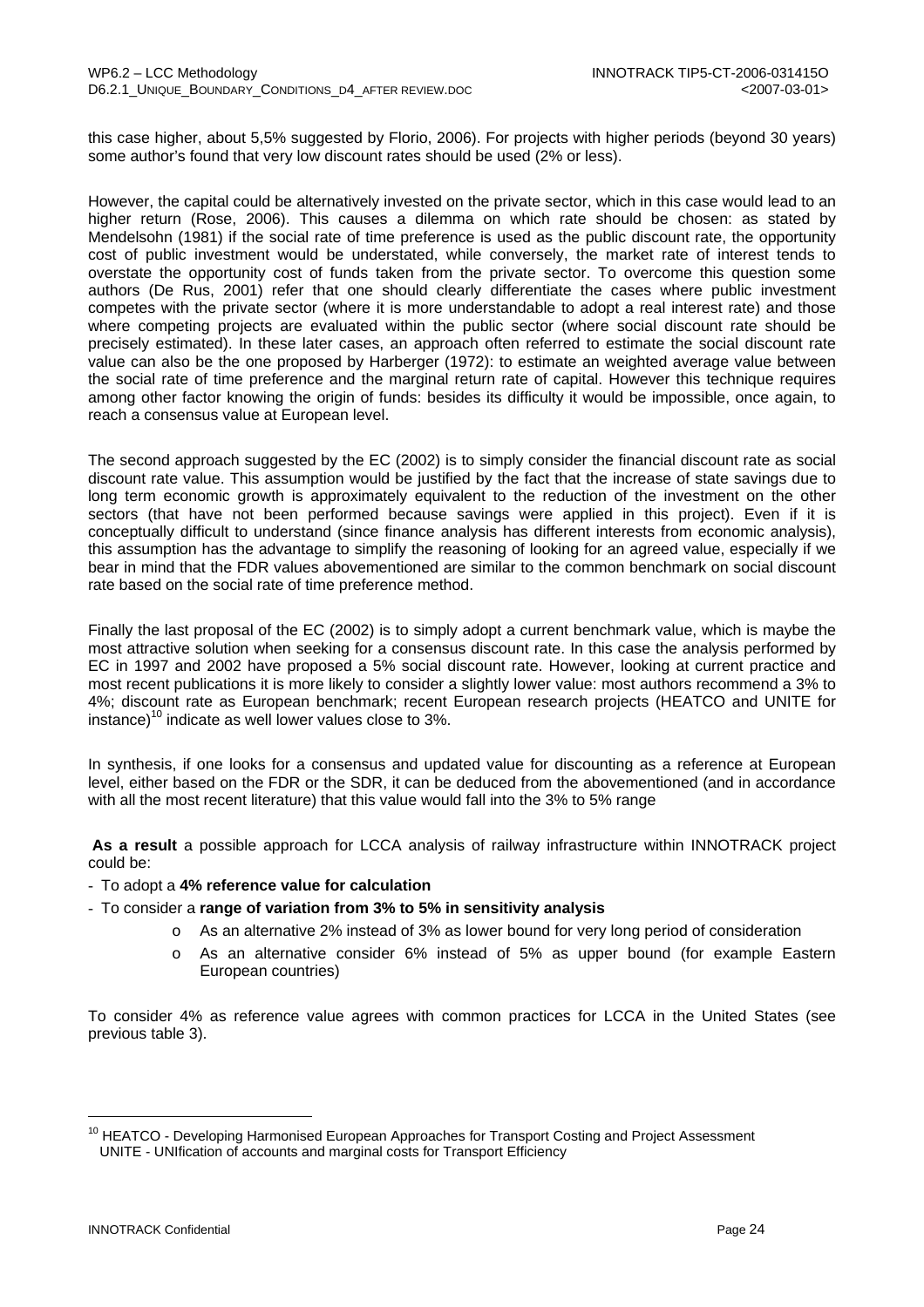this case higher, about 5,5% suggested by Florio, 2006). For projects with higher periods (beyond 30 years) some author's found that very low discount rates should be used (2% or less).

However, the capital could be alternatively invested on the private sector, which in this case would lead to an higher return (Rose, 2006). This causes a dilemma on which rate should be chosen: as stated by Mendelsohn (1981) if the social rate of time preference is used as the public discount rate, the opportunity cost of public investment would be understated, while conversely, the market rate of interest tends to overstate the opportunity cost of funds taken from the private sector. To overcome this question some authors (De Rus, 2001) refer that one should clearly differentiate the cases where public investment competes with the private sector (where it is more understandable to adopt a real interest rate) and those where competing projects are evaluated within the public sector (where social discount rate should be precisely estimated). In these later cases, an approach often referred to estimate the social discount rate value can also be the one proposed by Harberger (1972): to estimate an weighted average value between the social rate of time preference and the marginal return rate of capital. However this technique requires among other factor knowing the origin of funds: besides its difficulty it would be impossible, once again, to reach a consensus value at European level.

The second approach suggested by the EC (2002) is to simply consider the financial discount rate as social discount rate value. This assumption would be justified by the fact that the increase of state savings due to long term economic growth is approximately equivalent to the reduction of the investment on the other sectors (that have not been performed because savings were applied in this project). Even if it is conceptually difficult to understand (since finance analysis has different interests from economic analysis), this assumption has the advantage to simplify the reasoning of looking for an agreed value, especially if we bear in mind that the FDR values abovementioned are similar to the common benchmark on social discount rate based on the social rate of time preference method.

Finally the last proposal of the EC (2002) is to simply adopt a current benchmark value, which is maybe the most attractive solution when seeking for a consensus discount rate. In this case the analysis performed by EC in 1997 and 2002 have proposed a 5% social discount rate. However, looking at current practice and most recent publications it is more likely to consider a slightly lower value: most authors recommend a 3% to 4%; discount rate as European benchmark; recent European research projects (HEATCO and UNITE for instance)[10] indicate as well lower values close to 3%.

In synthesis, if one looks for a consensus and updated value for discounting as a reference at European level, either based on the FDR or the SDR, it can be deduced from the abovementioned (and in accordance with all the most recent literature) that this value would fall into the 3% to 5% range

**As a result** a possible approach for LCCA analysis of railway infrastructure within INNOTRACK project could be:

- To adopt a **4% reference value for calculation**
- To consider a **range of variation from 3% to 5% in sensitivity analysis**
    - As an alternative 2% instead of 3% as lower bound for very long period of consideration
    - As an alternative consider 6% instead of 5% as upper bound (for example Eastern European countries)

To consider 4% as reference value agrees with common practices for LCCA in the United States (see previous table 3).

[10] HEATCO - Developing Harmonised European Approaches for Transport Costing and Project Assessment
UNITE - UNIfication of accounts and marginal costs for Transport Efficiency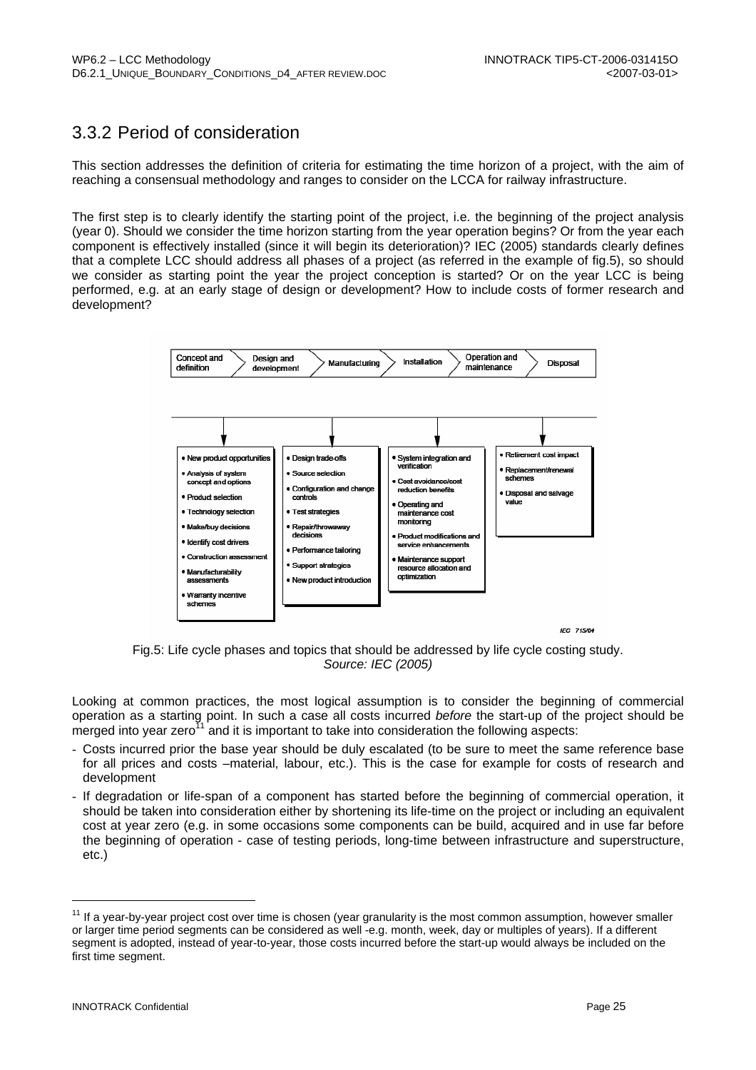## 3.3.2 Period of consideration

This section addresses the definition of criteria for estimating the time horizon of a project, with the aim of reaching a consensual methodology and ranges to consider on the LCCA for railway infrastructure.

The first step is to clearly identify the starting point of the project, i.e. the beginning of the project analysis (year 0). Should we consider the time horizon starting from the year operation begins? Or from the year each component is effectively installed (since it will begin its deterioration)? IEC (2005) standards clearly defines that a complete LCC should address all phases of a project (as referred in the example of fig.5), so should we consider as starting point the year the project conception is started? Or on the year LCC is being performed, e.g. at an early stage of design or development? How to include costs of former research and development?

Concept and definition → Design and development → Manufacturing → Installation → Operation and maintenance → Disposal

- New product opportunities
- Analysis of system concept and options
- Product selection
- Technology selection
- Make/buy decisions
- Identify cost drivers
- Construction assessment
- Manufacturability assessments
- Warranty incentive schemes

- Design trade-offs
- Source selection
- Configuration and change controls
- Test strategies
- Repair/throwaway decisions
- Performance tailoring
- Support strategics
- New product introduction

- System integration and verification
- Cost avoidance/cost reduction benefits
- Operating and maintenance cost monitoring
- Product modifications and service enhancements
- Maintenance support resource allocation and optimization

- Retirement cost impact
- Replacement/renewal schemes
- Disposal and salvage value

IEC 715/04

Fig.5: Life cycle phases and topics that should be addressed by life cycle costing study. *Source: IEC (2005)*

Looking at common practices, the most logical assumption is to consider the beginning of commercial operation as a starting point. In such a case all costs incurred *before* the start-up of the project should be merged into year zero[11] and it is important to take into consideration the following aspects:

- Costs incurred prior the base year should be duly escalated (to be sure to meet the same reference base for all prices and costs –material, labour, etc.). This is the case for example for costs of research and development
- If degradation or life-span of a component has started before the beginning of commercial operation, it should be taken into consideration either by shortening its life-time on the project or including an equivalent cost at year zero (e.g. in some occasions some components can be build, acquired and in use far before the beginning of operation - case of testing periods, long-time between infrastructure and superstructure, etc.)

[11] If a year-by-year project cost over time is chosen (year granularity is the most common assumption, however smaller or larger time period segments can be considered as well -e.g. month, week, day or multiples of years). If a different segment is adopted, instead of year-to-year, those costs incurred before the start-up would always be included on the first time segment.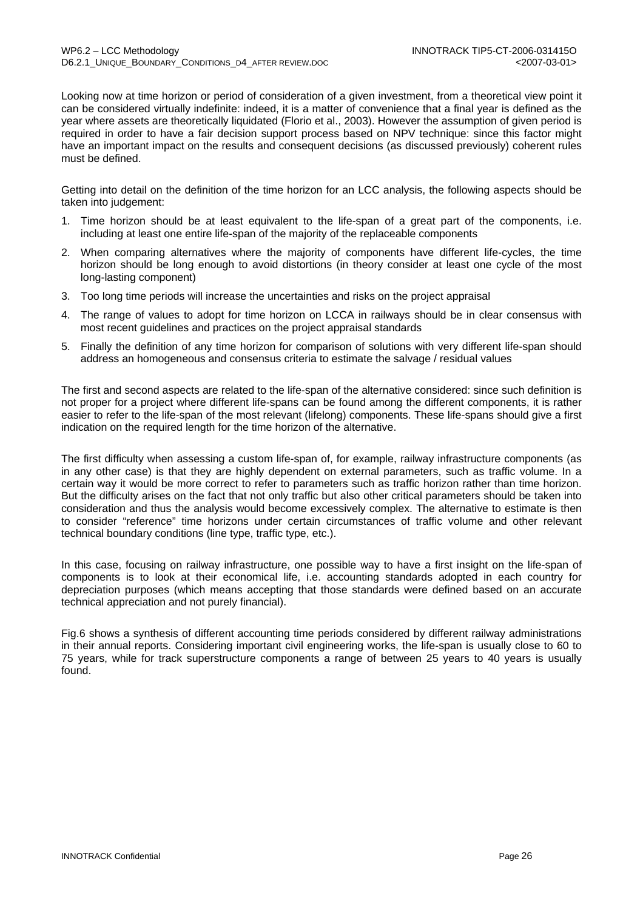Looking now at time horizon or period of consideration of a given investment, from a theoretical view point it can be considered virtually indefinite: indeed, it is a matter of convenience that a final year is defined as the year where assets are theoretically liquidated (Florio et al., 2003). However the assumption of given period is required in order to have a fair decision support process based on NPV technique: since this factor might have an important impact on the results and consequent decisions (as discussed previously) coherent rules must be defined.

Getting into detail on the definition of the time horizon for an LCC analysis, the following aspects should be taken into judgement:

1. Time horizon should be at least equivalent to the life-span of a great part of the components, i.e. including at least one entire life-span of the majority of the replaceable components
2. When comparing alternatives where the majority of components have different life-cycles, the time horizon should be long enough to avoid distortions (in theory consider at least one cycle of the most long-lasting component)
3. Too long time periods will increase the uncertainties and risks on the project appraisal
4. The range of values to adopt for time horizon on LCCA in railways should be in clear consensus with most recent guidelines and practices on the project appraisal standards
5. Finally the definition of any time horizon for comparison of solutions with very different life-span should address an homogeneous and consensus criteria to estimate the salvage / residual values

The first and second aspects are related to the life-span of the alternative considered: since such definition is not proper for a project where different life-spans can be found among the different components, it is rather easier to refer to the life-span of the most relevant (lifelong) components. These life-spans should give a first indication on the required length for the time horizon of the alternative.

The first difficulty when assessing a custom life-span of, for example, railway infrastructure components (as in any other case) is that they are highly dependent on external parameters, such as traffic volume. In a certain way it would be more correct to refer to parameters such as traffic horizon rather than time horizon. But the difficulty arises on the fact that not only traffic but also other critical parameters should be taken into consideration and thus the analysis would become excessively complex. The alternative to estimate is then to consider "reference" time horizons under certain circumstances of traffic volume and other relevant technical boundary conditions (line type, traffic type, etc.).

In this case, focusing on railway infrastructure, one possible way to have a first insight on the life-span of components is to look at their economical life, i.e. accounting standards adopted in each country for depreciation purposes (which means accepting that those standards were defined based on an accurate technical appreciation and not purely financial).

Fig.6 shows a synthesis of different accounting time periods considered by different railway administrations in their annual reports. Considering important civil engineering works, the life-span is usually close to 60 to 75 years, while for track superstructure components a range of between 25 years to 40 years is usually found.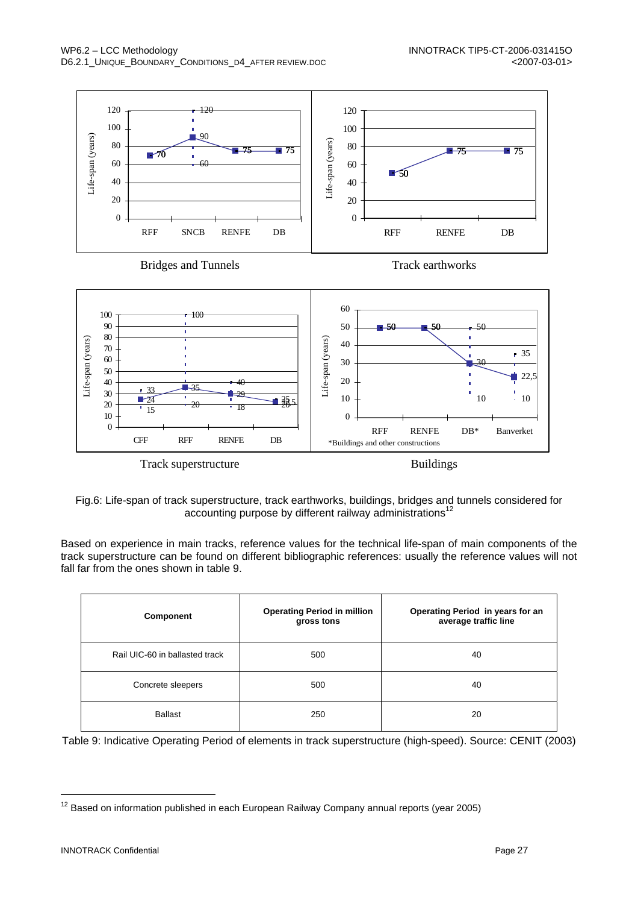Bridges and Tunnels

Track earthworks

Track superstructure

Buildings

*Buildings and other constructions

Fig.6: Life-span of track superstructure, track earthworks, buildings, bridges and tunnels considered for accounting purpose by different railway administrations[12]

Based on experience in main tracks, reference values for the technical life-span of main components of the track superstructure can be found on different bibliographic references: usually the reference values will not fall far from the ones shown in table 9.

| Component | Operating Period in million gross tons | Operating Period in years for an average traffic line |
|---|---|---|
| Rail UIC-60 in ballasted track | 500 | 40 |
| Concrete sleepers | 500 | 40 |
| Ballast | 250 | 20 |

Table 9: Indicative Operating Period of elements in track superstructure (high-speed). Source: CENIT (2003)

[12] Based on information published in each European Railway Company annual reports (year 2005)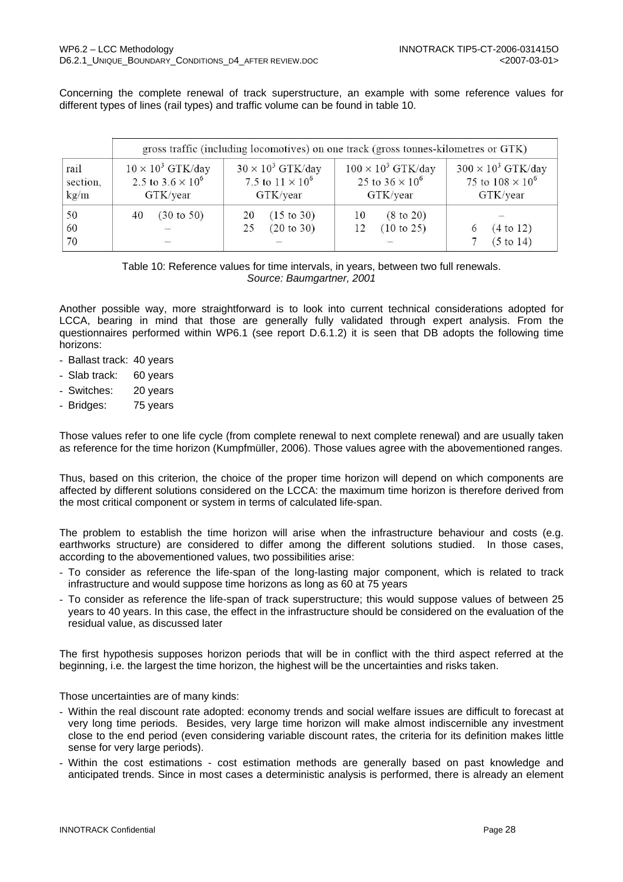Concerning the complete renewal of track superstructure, an example with some reference values for different types of lines (rail types) and traffic volume can be found in table 10.

| | gross traffic (including locomotives) on one track (gross tonnes-kilometres or GTK) | | | |
|---|---|---|---|---|
| rail section, kg/m | $10 \times 10^3$ GTK/day 2.5 to $3.6 \times 10^6$ GTK/year | $30 \times 10^3$ GTK/day 7.5 to $11 \times 10^6$ GTK/year | $100 \times 10^3$ GTK/day 25 to $36 \times 10^6$ GTK/year | $300 \times 10^3$ GTK/day 75 to $108 \times 10^6$ GTK/year |
| 50 | 40 (30 to 50) | 20 (15 to 30) | 10 (8 to 20) | – |
| 60 | – | 25 (20 to 30) | 12 (10 to 25) | 6 (4 to 12) |
| 70 | – | – | – | 7 (5 to 14) |

Table 10: Reference values for time intervals, in years, between two full renewals.
*Source: Baumgartner, 2001*

Another possible way, more straightforward is to look into current technical considerations adopted for LCCA, bearing in mind that those are generally fully validated through expert analysis. From the questionnaires performed within WP6.1 (see report D.6.1.2) it is seen that DB adopts the following time horizons:

- Ballast track: 40 years
- Slab track: 60 years
- Switches: 20 years
- Bridges: 75 years

Those values refer to one life cycle (from complete renewal to next complete renewal) and are usually taken as reference for the time horizon (Kumpfmüller, 2006). Those values agree with the abovementioned ranges.

Thus, based on this criterion, the choice of the proper time horizon will depend on which components are affected by different solutions considered on the LCCA: the maximum time horizon is therefore derived from the most critical component or system in terms of calculated life-span.

The problem to establish the time horizon will arise when the infrastructure behaviour and costs (e.g. earthworks structure) are considered to differ among the different solutions studied. In those cases, according to the abovementioned values, two possibilities arise:

- To consider as reference the life-span of the long-lasting major component, which is related to track infrastructure and would suppose time horizons as long as 60 at 75 years
- To consider as reference the life-span of track superstructure; this would suppose values of between 25 years to 40 years. In this case, the effect in the infrastructure should be considered on the evaluation of the residual value, as discussed later

The first hypothesis supposes horizon periods that will be in conflict with the third aspect referred at the beginning, i.e. the largest the time horizon, the highest will be the uncertainties and risks taken.

Those uncertainties are of many kinds:

- Within the real discount rate adopted: economy trends and social welfare issues are difficult to forecast at very long time periods. Besides, very large time horizon will make almost indiscernible any investment close to the end period (even considering variable discount rates, the criteria for its definition makes little sense for very large periods).
- Within the cost estimations - cost estimation methods are generally based on past knowledge and anticipated trends. Since in most cases a deterministic analysis is performed, there is already an element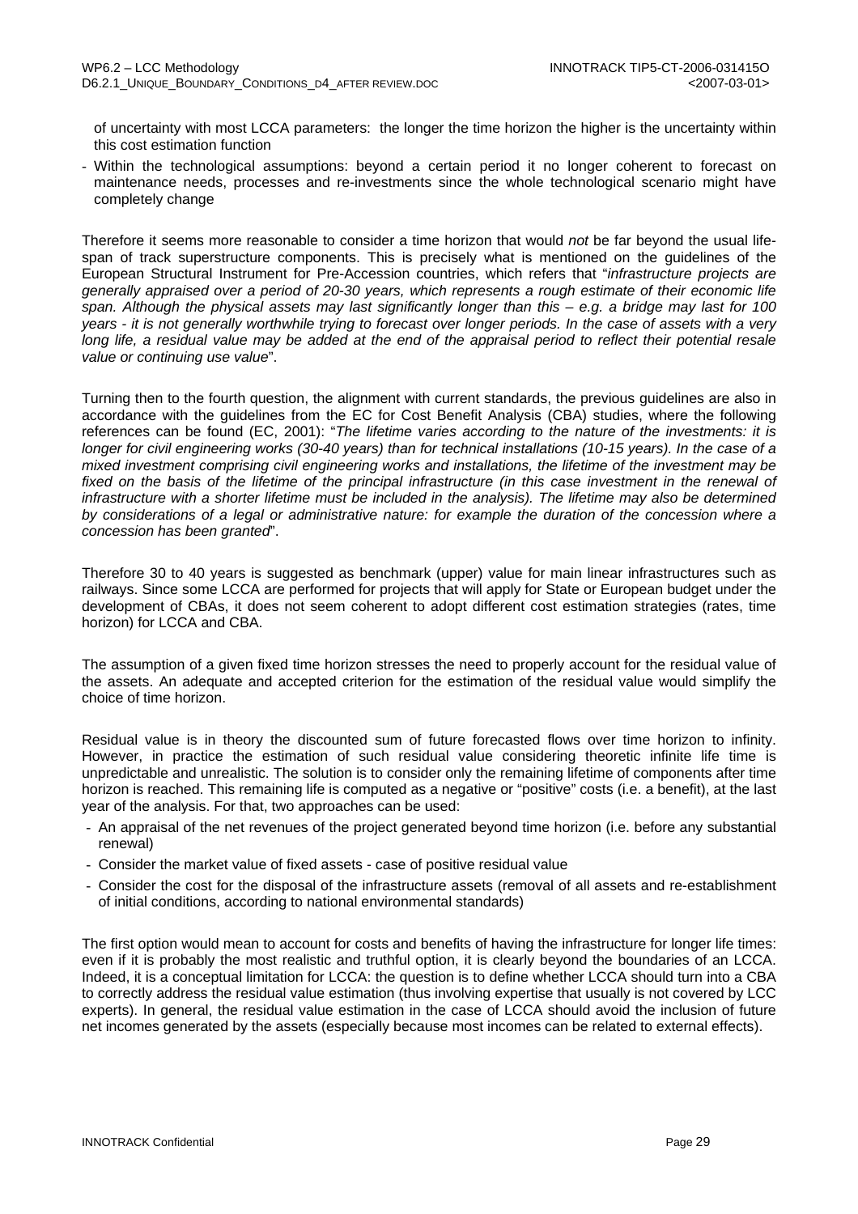of uncertainty with most LCCA parameters: the longer the time horizon the higher is the uncertainty within this cost estimation function

- Within the technological assumptions: beyond a certain period it no longer coherent to forecast on maintenance needs, processes and re-investments since the whole technological scenario might have completely change

Therefore it seems more reasonable to consider a time horizon that would *not* be far beyond the usual life-span of track superstructure components. This is precisely what is mentioned on the guidelines of the European Structural Instrument for Pre-Accession countries, which refers that "*infrastructure projects are generally appraised over a period of 20-30 years, which represents a rough estimate of their economic life span. Although the physical assets may last significantly longer than this – e.g. a bridge may last for 100 years - it is not generally worthwhile trying to forecast over longer periods. In the case of assets with a very long life, a residual value may be added at the end of the appraisal period to reflect their potential resale value or continuing use value*".

Turning then to the fourth question, the alignment with current standards, the previous guidelines are also in accordance with the guidelines from the EC for Cost Benefit Analysis (CBA) studies, where the following references can be found (EC, 2001): "*The lifetime varies according to the nature of the investments: it is longer for civil engineering works (30-40 years) than for technical installations (10-15 years). In the case of a mixed investment comprising civil engineering works and installations, the lifetime of the investment may be fixed on the basis of the lifetime of the principal infrastructure (in this case investment in the renewal of infrastructure with a shorter lifetime must be included in the analysis). The lifetime may also be determined by considerations of a legal or administrative nature: for example the duration of the concession where a concession has been granted*".

Therefore 30 to 40 years is suggested as benchmark (upper) value for main linear infrastructures such as railways. Since some LCCA are performed for projects that will apply for State or European budget under the development of CBAs, it does not seem coherent to adopt different cost estimation strategies (rates, time horizon) for LCCA and CBA.

The assumption of a given fixed time horizon stresses the need to properly account for the residual value of the assets. An adequate and accepted criterion for the estimation of the residual value would simplify the choice of time horizon.

Residual value is in theory the discounted sum of future forecasted flows over time horizon to infinity. However, in practice the estimation of such residual value considering theoretic infinite life time is unpredictable and unrealistic. The solution is to consider only the remaining lifetime of components after time horizon is reached. This remaining life is computed as a negative or "positive" costs (i.e. a benefit), at the last year of the analysis. For that, two approaches can be used:

- An appraisal of the net revenues of the project generated beyond time horizon (i.e. before any substantial renewal)
- Consider the market value of fixed assets - case of positive residual value
- Consider the cost for the disposal of the infrastructure assets (removal of all assets and re-establishment of initial conditions, according to national environmental standards)

The first option would mean to account for costs and benefits of having the infrastructure for longer life times: even if it is probably the most realistic and truthful option, it is clearly beyond the boundaries of an LCCA. Indeed, it is a conceptual limitation for LCCA: the question is to define whether LCCA should turn into a CBA to correctly address the residual value estimation (thus involving expertise that usually is not covered by LCC experts). In general, the residual value estimation in the case of LCCA should avoid the inclusion of future net incomes generated by the assets (especially because most incomes can be related to external effects).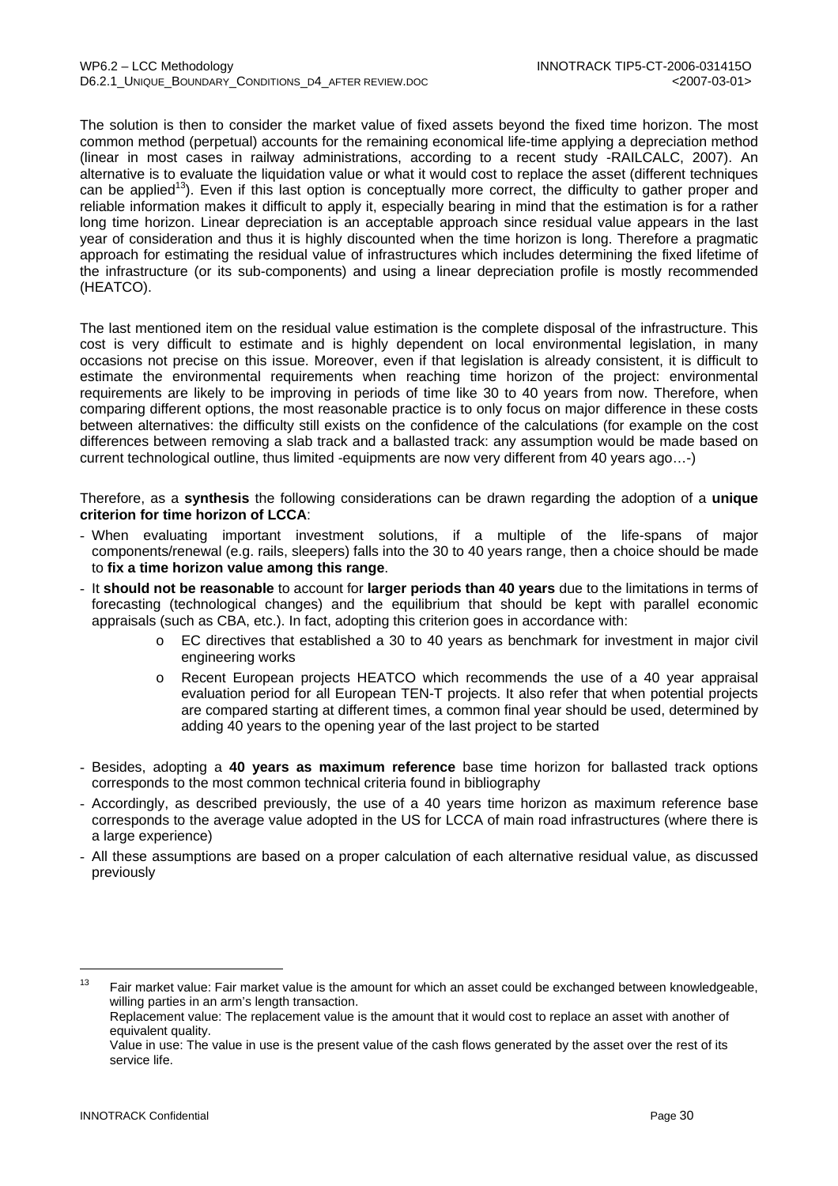The solution is then to consider the market value of fixed assets beyond the fixed time horizon. The most common method (perpetual) accounts for the remaining economical life-time applying a depreciation method (linear in most cases in railway administrations, according to a recent study -RAILCALC, 2007). An alternative is to evaluate the liquidation value or what it would cost to replace the asset (different techniques can be applied[13]). Even if this last option is conceptually more correct, the difficulty to gather proper and reliable information makes it difficult to apply it, especially bearing in mind that the estimation is for a rather long time horizon. Linear depreciation is an acceptable approach since residual value appears in the last year of consideration and thus it is highly discounted when the time horizon is long. Therefore a pragmatic approach for estimating the residual value of infrastructures which includes determining the fixed lifetime of the infrastructure (or its sub-components) and using a linear depreciation profile is mostly recommended (HEATCO).

The last mentioned item on the residual value estimation is the complete disposal of the infrastructure. This cost is very difficult to estimate and is highly dependent on local environmental legislation, in many occasions not precise on this issue. Moreover, even if that legislation is already consistent, it is difficult to estimate the environmental requirements when reaching time horizon of the project: environmental requirements are likely to be improving in periods of time like 30 to 40 years from now. Therefore, when comparing different options, the most reasonable practice is to only focus on major difference in these costs between alternatives: the difficulty still exists on the confidence of the calculations (for example on the cost differences between removing a slab track and a ballasted track: any assumption would be made based on current technological outline, thus limited -equipments are now very different from 40 years ago…-)

Therefore, as a **synthesis** the following considerations can be drawn regarding the adoption of a **unique criterion for time horizon of LCCA**:

- When evaluating important investment solutions, if a multiple of the life-spans of major components/renewal (e.g. rails, sleepers) falls into the 30 to 40 years range, then a choice should be made to **fix a time horizon value among this range**.
- It **should not be reasonable** to account for **larger periods than 40 years** due to the limitations in terms of forecasting (technological changes) and the equilibrium that should be kept with parallel economic appraisals (such as CBA, etc.). In fact, adopting this criterion goes in accordance with:
  - EC directives that established a 30 to 40 years as benchmark for investment in major civil engineering works
  - Recent European projects HEATCO which recommends the use of a 40 year appraisal evaluation period for all European TEN-T projects. It also refer that when potential projects are compared starting at different times, a common final year should be used, determined by adding 40 years to the opening year of the last project to be started
- Besides, adopting a **40 years as maximum reference** base time horizon for ballasted track options corresponds to the most common technical criteria found in bibliography
- Accordingly, as described previously, the use of a 40 years time horizon as maximum reference base corresponds to the average value adopted in the US for LCCA of main road infrastructures (where there is a large experience)
- All these assumptions are based on a proper calculation of each alternative residual value, as discussed previously

---

[13] Fair market value: Fair market value is the amount for which an asset could be exchanged between knowledgeable, willing parties in an arm's length transaction.
Replacement value: The replacement value is the amount that it would cost to replace an asset with another of equivalent quality.
Value in use: The value in use is the present value of the cash flows generated by the asset over the rest of its service life.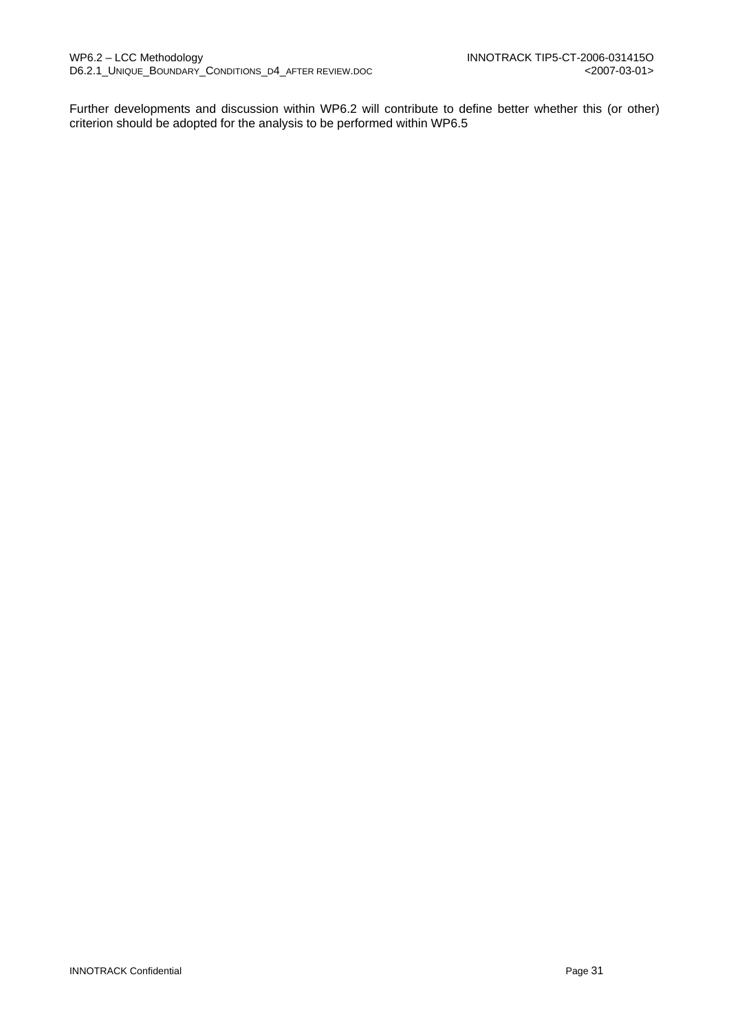Further developments and discussion within WP6.2 will contribute to define better whether this (or other) criterion should be adopted for the analysis to be performed within WP6.5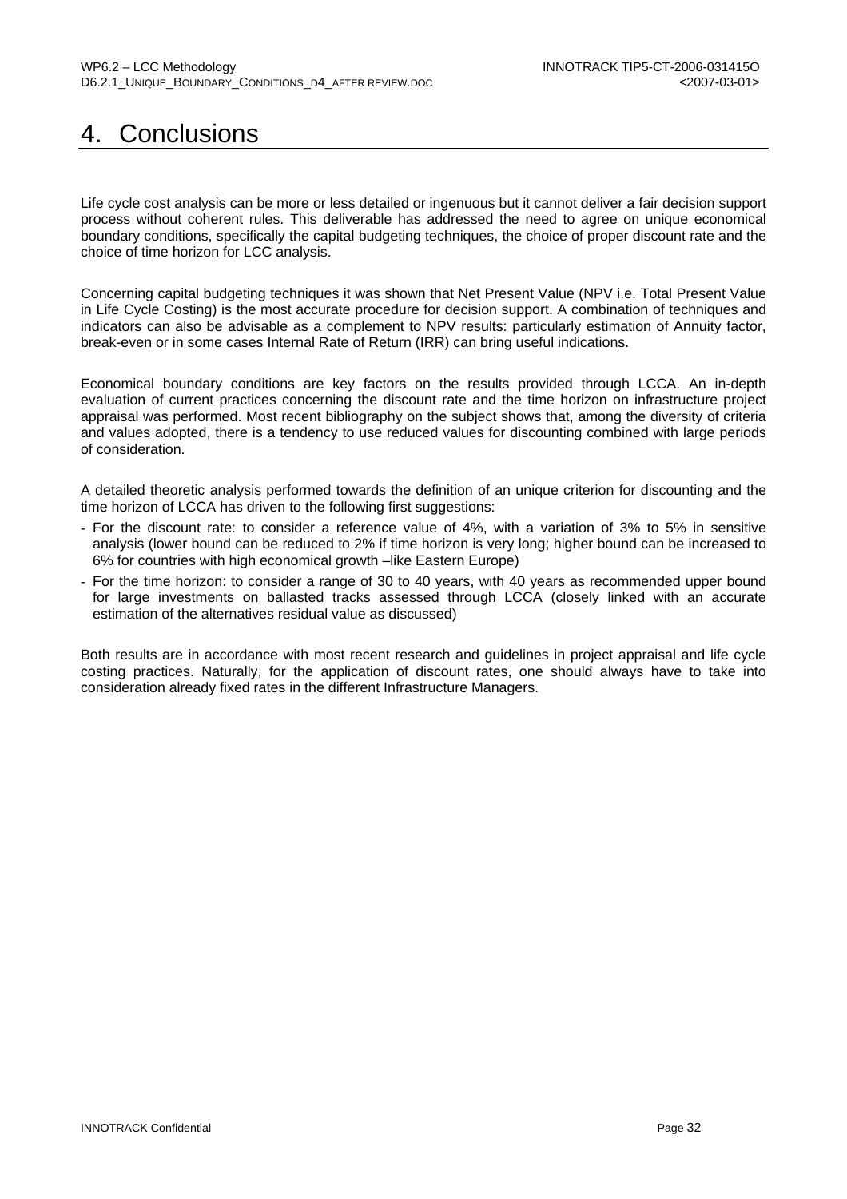# 4. Conclusions

Life cycle cost analysis can be more or less detailed or ingenuous but it cannot deliver a fair decision support process without coherent rules. This deliverable has addressed the need to agree on unique economical boundary conditions, specifically the capital budgeting techniques, the choice of proper discount rate and the choice of time horizon for LCC analysis.

Concerning capital budgeting techniques it was shown that Net Present Value (NPV i.e. Total Present Value in Life Cycle Costing) is the most accurate procedure for decision support. A combination of techniques and indicators can also be advisable as a complement to NPV results: particularly estimation of Annuity factor, break-even or in some cases Internal Rate of Return (IRR) can bring useful indications.

Economical boundary conditions are key factors on the results provided through LCCA. An in-depth evaluation of current practices concerning the discount rate and the time horizon on infrastructure project appraisal was performed. Most recent bibliography on the subject shows that, among the diversity of criteria and values adopted, there is a tendency to use reduced values for discounting combined with large periods of consideration.

A detailed theoretic analysis performed towards the definition of an unique criterion for discounting and the time horizon of LCCA has driven to the following first suggestions:

- For the discount rate: to consider a reference value of 4%, with a variation of 3% to 5% in sensitive analysis (lower bound can be reduced to 2% if time horizon is very long; higher bound can be increased to 6% for countries with high economical growth –like Eastern Europe)
- For the time horizon: to consider a range of 30 to 40 years, with 40 years as recommended upper bound for large investments on ballasted tracks assessed through LCCA (closely linked with an accurate estimation of the alternatives residual value as discussed)

Both results are in accordance with most recent research and guidelines in project appraisal and life cycle costing practices. Naturally, for the application of discount rates, one should always have to take into consideration already fixed rates in the different Infrastructure Managers.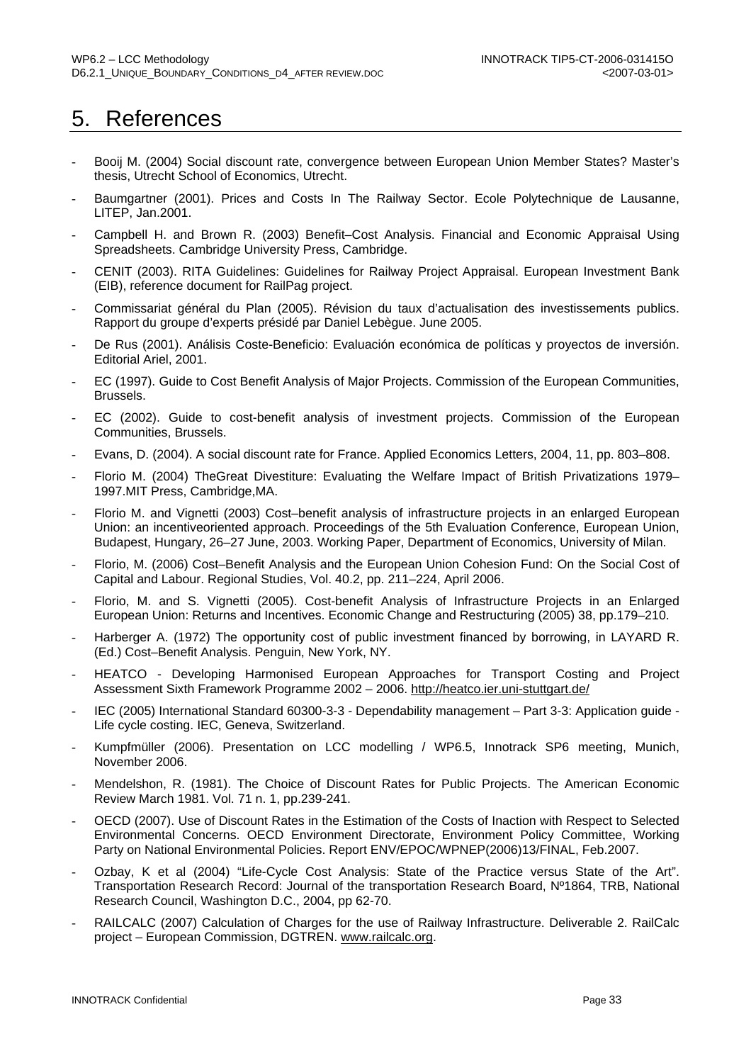# 5. References

- Booij M. (2004) Social discount rate, convergence between European Union Member States? Master's thesis, Utrecht School of Economics, Utrecht.
- Baumgartner (2001). Prices and Costs In The Railway Sector. Ecole Polytechnique de Lausanne, LITEP, Jan.2001.
- Campbell H. and Brown R. (2003) Benefit–Cost Analysis. Financial and Economic Appraisal Using Spreadsheets. Cambridge University Press, Cambridge.
- CENIT (2003). RITA Guidelines: Guidelines for Railway Project Appraisal. European Investment Bank (EIB), reference document for RailPag project.
- Commissariat général du Plan (2005). Révision du taux d'actualisation des investissements publics. Rapport du groupe d'experts présidé par Daniel Lebègue. June 2005.
- De Rus (2001). Análisis Coste-Beneficio: Evaluación económica de políticas y proyectos de inversión. Editorial Ariel, 2001.
- EC (1997). Guide to Cost Benefit Analysis of Major Projects. Commission of the European Communities, Brussels.
- EC (2002). Guide to cost-benefit analysis of investment projects. Commission of the European Communities, Brussels.
- Evans, D. (2004). A social discount rate for France. Applied Economics Letters, 2004, 11, pp. 803–808.
- Florio M. (2004) TheGreat Divestiture: Evaluating the Welfare Impact of British Privatizations 1979–1997.MIT Press, Cambridge,MA.
- Florio M. and Vignetti (2003) Cost–benefit analysis of infrastructure projects in an enlarged European Union: an incentiveoriented approach. Proceedings of the 5th Evaluation Conference, European Union, Budapest, Hungary, 26–27 June, 2003. Working Paper, Department of Economics, University of Milan.
- Florio, M. (2006) Cost–Benefit Analysis and the European Union Cohesion Fund: On the Social Cost of Capital and Labour. Regional Studies, Vol. 40.2, pp. 211–224, April 2006.
- Florio, M. and S. Vignetti (2005). Cost-benefit Analysis of Infrastructure Projects in an Enlarged European Union: Returns and Incentives. Economic Change and Restructuring (2005) 38, pp.179–210.
- Harberger A. (1972) The opportunity cost of public investment financed by borrowing, in LAYARD R. (Ed.) Cost–Benefit Analysis. Penguin, New York, NY.
- HEATCO - Developing Harmonised European Approaches for Transport Costing and Project Assessment Sixth Framework Programme 2002 – 2006. http://heatco.ier.uni-stuttgart.de/
- IEC (2005) International Standard 60300-3-3 - Dependability management – Part 3-3: Application guide - Life cycle costing. IEC, Geneva, Switzerland.
- Kumpfmüller (2006). Presentation on LCC modelling / WP6.5, Innotrack SP6 meeting, Munich, November 2006.
- Mendelshon, R. (1981). The Choice of Discount Rates for Public Projects. The American Economic Review March 1981. Vol. 71 n. 1, pp.239-241.
- OECD (2007). Use of Discount Rates in the Estimation of the Costs of Inaction with Respect to Selected Environmental Concerns. OECD Environment Directorate, Environment Policy Committee, Working Party on National Environmental Policies. Report ENV/EPOC/WPNEP(2006)13/FINAL, Feb.2007.
- Ozbay, K et al (2004) "Life-Cycle Cost Analysis: State of the Practice versus State of the Art". Transportation Research Record: Journal of the transportation Research Board, Nº1864, TRB, National Research Council, Washington D.C., 2004, pp 62-70.
- RAILCALC (2007) Calculation of Charges for the use of Railway Infrastructure. Deliverable 2. RailCalc project – European Commission, DGTREN. www.railcalc.org.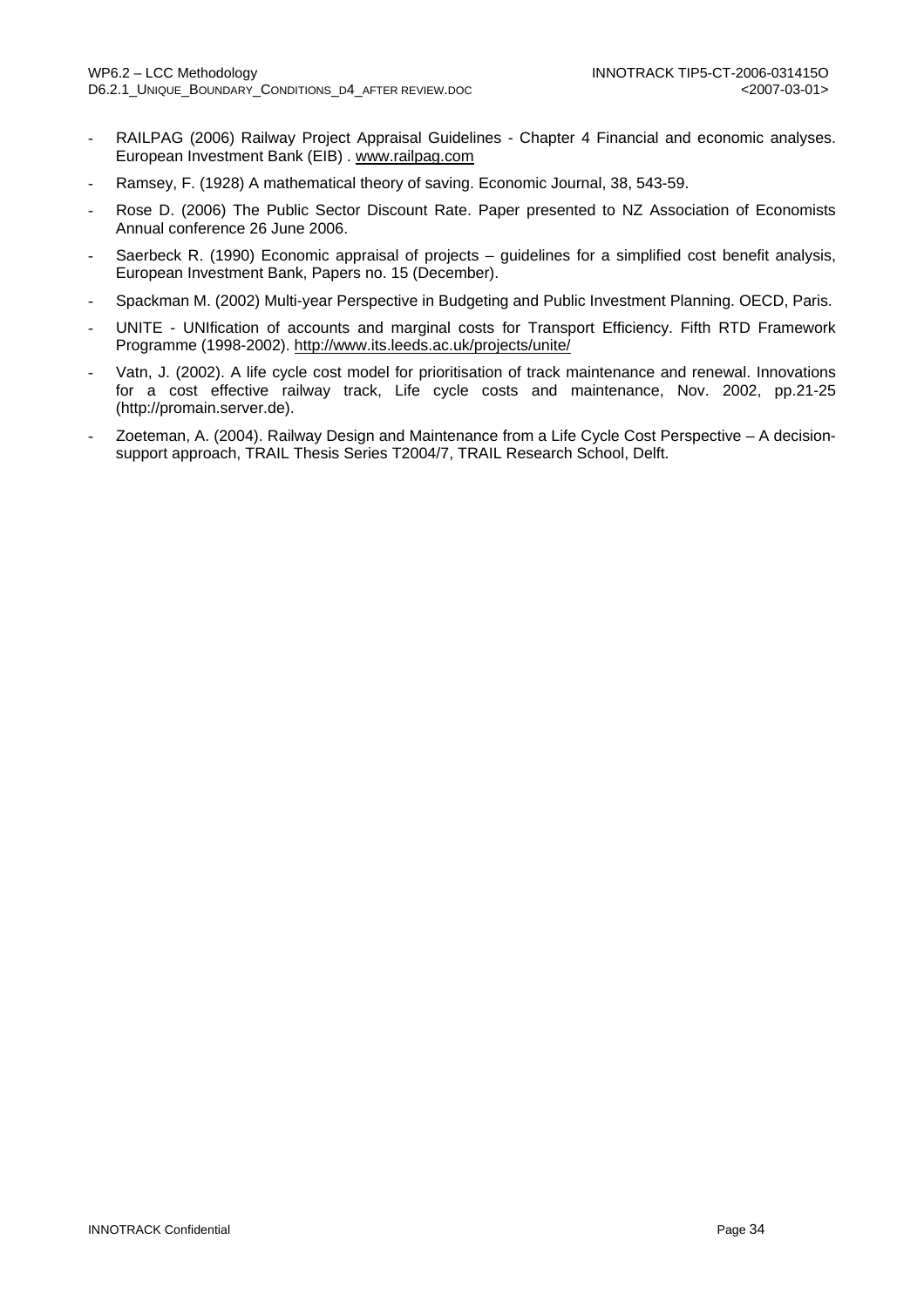- RAILPAG (2006) Railway Project Appraisal Guidelines - Chapter 4 Financial and economic analyses. European Investment Bank (EIB) . www.railpag.com
- Ramsey, F. (1928) A mathematical theory of saving. Economic Journal, 38, 543-59.
- Rose D. (2006) The Public Sector Discount Rate. Paper presented to NZ Association of Economists Annual conference 26 June 2006.
- Saerbeck R. (1990) Economic appraisal of projects – guidelines for a simplified cost benefit analysis, European Investment Bank, Papers no. 15 (December).
- Spackman M. (2002) Multi-year Perspective in Budgeting and Public Investment Planning. OECD, Paris.
- UNITE - UNIfication of accounts and marginal costs for Transport Efficiency. Fifth RTD Framework Programme (1998-2002). http://www.its.leeds.ac.uk/projects/unite/
- Vatn, J. (2002). A life cycle cost model for prioritisation of track maintenance and renewal. Innovations for a cost effective railway track, Life cycle costs and maintenance, Nov. 2002, pp.21-25 (http://promain.server.de).
- Zoeteman, A. (2004). Railway Design and Maintenance from a Life Cycle Cost Perspective – A decision-support approach, TRAIL Thesis Series T2004/7, TRAIL Research School, Delft.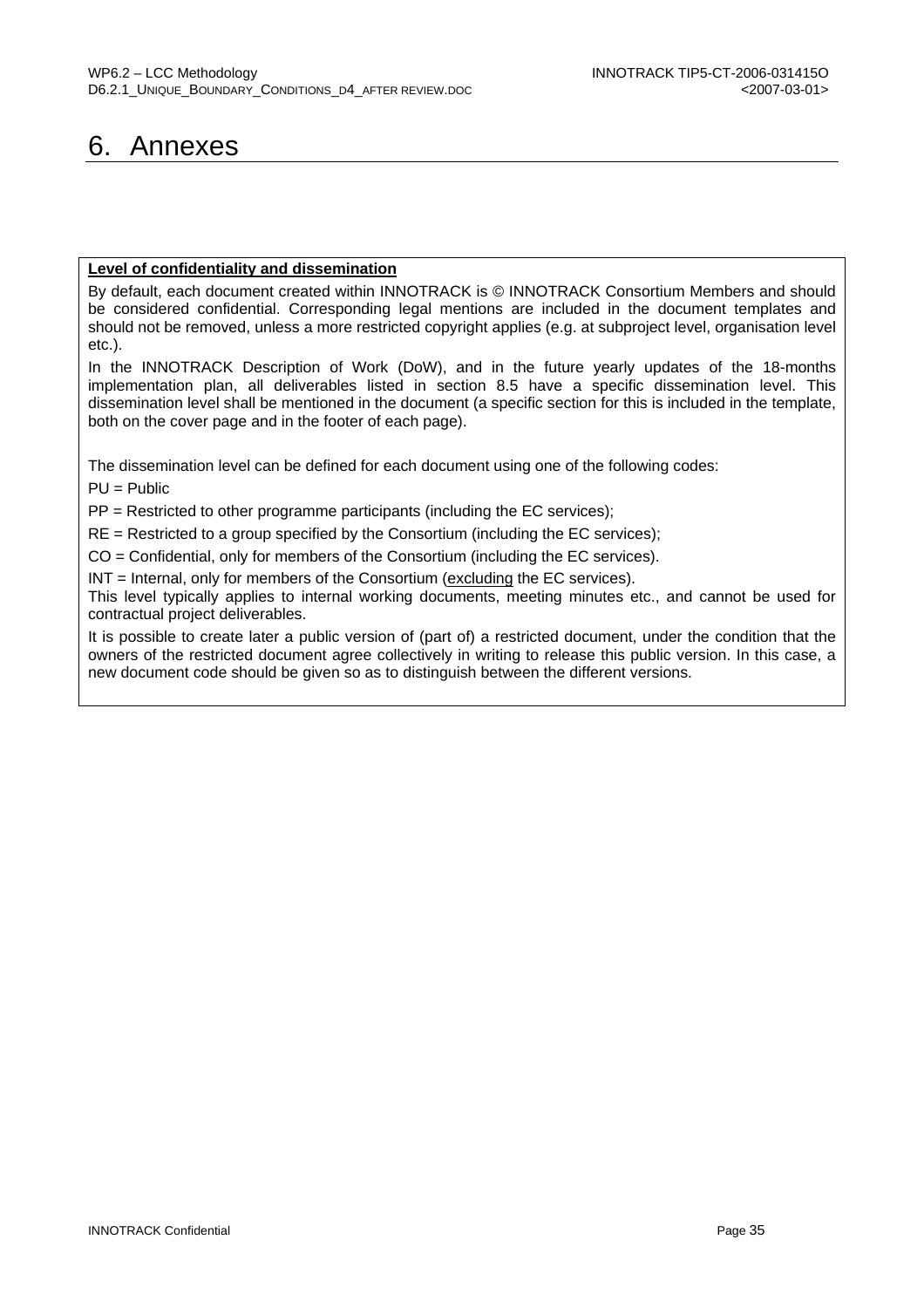# 6. Annexes

**Level of confidentiality and dissemination**

By default, each document created within INNOTRACK is © INNOTRACK Consortium Members and should be considered confidential. Corresponding legal mentions are included in the document templates and should not be removed, unless a more restricted copyright applies (e.g. at subproject level, organisation level etc.).

In the INNOTRACK Description of Work (DoW), and in the future yearly updates of the 18-months implementation plan, all deliverables listed in section 8.5 have a specific dissemination level. This dissemination level shall be mentioned in the document (a specific section for this is included in the template, both on the cover page and in the footer of each page).

The dissemination level can be defined for each document using one of the following codes:

PU = Public

PP = Restricted to other programme participants (including the EC services);

RE = Restricted to a group specified by the Consortium (including the EC services);

CO = Confidential, only for members of the Consortium (including the EC services).

INT = Internal, only for members of the Consortium (excluding the EC services).
This level typically applies to internal working documents, meeting minutes etc., and cannot be used for contractual project deliverables.

It is possible to create later a public version of (part of) a restricted document, under the condition that the owners of the restricted document agree collectively in writing to release this public version. In this case, a new document code should be given so as to distinguish between the different versions.